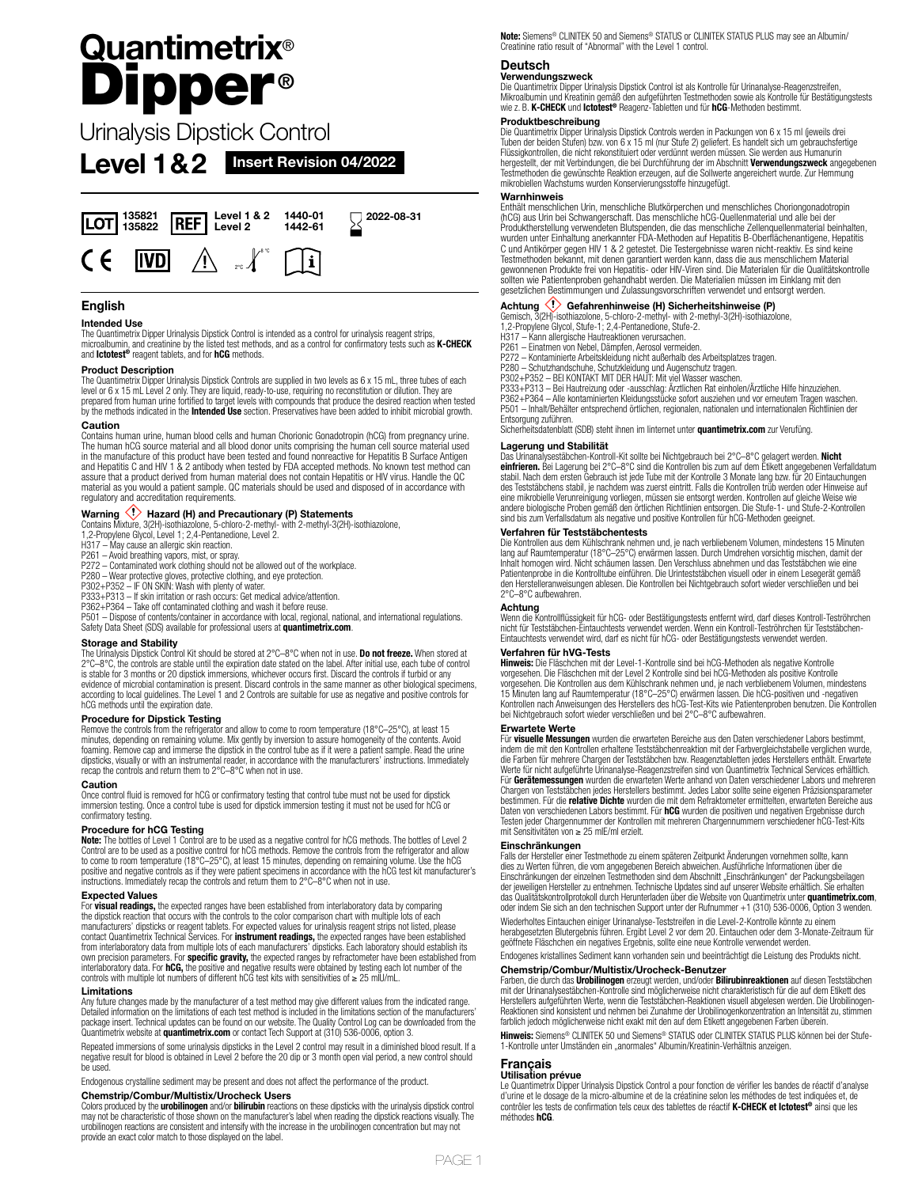# Quantimetrix® Dipper®

Urinalysis Dipstick Control

**Level 1&2** **Insert Revision 04/2022**

| LOT | 135821 135822 | REF | Level 1 & 2 Level 2 | 1440-01 1442-61 | 2022-08-31 |
|---|---|---|---|---|---|

CE IVD 2°C–8°C

## English

### Intended Use

The Quantimetrix Dipper Urinalysis Dipstick Control is intended as a control for urinalysis reagent strips, microalbumin, and creatinine by the listed test methods, and as a control for confirmatory tests such as **K-CHECK** and **Ictotest®** reagent tablets, and for **hCG** methods.

### Product Description

The Quantimetrix Dipper Urinalysis Dipstick Controls are supplied in two levels as 6 x 15 mL, three tubes of each level or 6 x 15 mL Level 2 only. They are liquid, ready-to-use, requiring no reconstitution or dilution. They are prepared from human urine fortified to target levels with compounds that produce the desired reaction when tested by the methods indicated in the **Intended Use** section. Preservatives have been added to inhibit microbial growth.

### Caution

Contains human urine, human blood cells and human Chorionic Gonadotropin (hCG) from pregnancy urine. The human hCG source material and all blood donor units comprising the human cell source material used in the manufacture of this product have been tested and found nonreactive for Hepatitis B Surface Antigen and Hepatitis C and HIV 1 & 2 antibody when tested by FDA accepted methods. No known test method can assure that a product derived from human material does not contain Hepatitis or HIV virus. Handle the QC material as you would a patient sample. QC materials should be used and disposed of in accordance with regulatory and accreditation requirements.

### Warning ⚠ Hazard (H) and Precautionary (P) Statements

Contains Mixture, 3(2H)-isothiazolone, 5-chloro-2-methyl- with 2-methyl-3(2H)-isothiazolone, 1,2-Propylene Glycol, Level 1; 2,4-Pentanedione, Level 2.

H317 – May cause an allergic skin reaction.
P261 – Avoid breathing vapors, mist, or spray.
P272 – Contaminated work clothing should not be allowed out of the workplace.
P280 – Wear protective gloves, protective clothing, and eye protection.
P302+P352 – IF ON SKIN: Wash with plenty of water.
P333+P313 – If skin irritation or rash occurs: Get medical advice/attention.
P362+P364 – Take off contaminated clothing and wash it before reuse.
P501 – Dispose of contents/container in accordance with local, regional, national, and international regulations.
Safety Data Sheet (SDS) available for professional users at **quantimetrix.com**.

### Storage and Stability

The Urinalysis Dipstick Control Kit should be stored at 2°C–8°C when not in use. **Do not freeze.** When stored at 2°C–8°C, the controls are stable until the expiration date stated on the label. After initial use, each tube of control is stable for 3 months or 20 dipstick immersions, whichever occurs first. Discard the controls if turbid or any evidence of microbial contamination is present. Discard controls in the same manner as other biological specimens, according to local guidelines. The Level 1 and 2 Controls are suitable for use as negative and positive controls for hCG methods until the expiration date.

### Procedure for Dipstick Testing

Remove the controls from the refrigerator and allow to come to room temperature (18°C–25°C), at least 15 minutes, depending on remaining volume. Mix gently by inversion to assure homogeneity of the contents. Avoid foaming. Remove cap and immerse the dipstick in the control tube as if it were a patient sample. Read the urine dipsticks, visually or with an instrumental reader, in accordance with the manufacturers' instructions. Immediately recap the controls and return them to 2°C–8°C when not in use.

### Caution

Once control fluid is removed for hCG or confirmatory testing that control tube must not be used for dipstick immersion testing. Once a control tube is used for dipstick immersion testing it must not be used for hCG or confirmatory testing.

### Procedure for hCG Testing

**Note:** The bottles of Level 1 Control are to be used as a negative control for hCG methods. The bottles of Level 2 Control are to be used as a positive control for hCG methods. Remove the controls from the refrigerator and allow to come to room temperature (18°C–25°C), at least 15 minutes, depending on remaining volume. Use the hCG positive and negative controls as if they were patient specimens in accordance with the hCG test kit manufacturer's instructions. Immediately recap the controls and return them to 2°C–8°C when not in use.

### Expected Values

For **visual readings,** the expected ranges have been established from interlaboratory data by comparing the dipstick reaction that occurs with the controls to the color comparison chart with multiple lots of each manufacturers' dipsticks or reagent tablets. For expected values for urinalysis reagent strips not listed, please contact Quantimetrix Technical Services. For **instrument readings,** the expected ranges have been established from interlaboratory data from multiple lots of each manufacturers' dipsticks. Each laboratory should establish its own precision parameters. For **specific gravity,** the expected ranges by refractometer have been established from interlaboratory data. For **hCG,** the positive and negative results were obtained by testing each lot number of the controls with multiple lot numbers of different hCG test kits with sensitivities of ≥ 25 mIU/mL.

### Limitations

Any future changes made by the manufacturer of a test method may give different values from the indicated range. Detailed information on the limitations of each test method is included in the limitations section of the manufacturers' package insert. Technical updates can be found on our website. The Quality Control Log can be downloaded from the Quantimetrix website at **quantimetrix.com** or contact Tech Support at (310) 536-0006, option 3.

Repeated immersions of some urinalysis dipsticks in the Level 2 control may result in a diminished blood result. If a negative result for blood is obtained in Level 2 before the 20 dip or 3 month open vial period, a new control should be used.

Endogenous crystalline sediment may be present and does not affect the performance of the product.

### Chemstrip/Combur/Multistix/Urocheck Users

Colors produced by the **urobilinogen** and/or **bilirubin** reactions on these dipsticks with the urinalysis dipstick control may not be characteristic of those shown on the manufacturer's label when reading the dipstick reactions visually. The urobilinogen reactions are consistent and intensify with the increase in the urobilinogen concentration but may not provide an exact color match to those displayed on the label.

**Note:** Siemens® CLINITEK 50 and Siemens® STATUS or CLINITEK STATUS PLUS may see an Albumin/Creatinine ratio result of "Abnormal" with the Level 1 control.

## Deutsch

### Verwendungszweck

Die Quantimetrix Dipper Urinalysis Dipstick Control ist als Kontrolle für Urinanalyse-Reagenzstreifen, Mikroalbumin und Kreatinin gemäß den aufgeführten Testmethoden sowie als Kontrolle für Bestätigungstests wie z. B. **K-CHECK** und **Ictotest®** Reagenz-Tabletten und für **hCG**-Methoden bestimmt.

### Produktbeschreibung

Die Quantimetrix Dipper Urinalysis Dipstick Controls werden in Packungen von 6 x 15 ml (jeweils drei Tuben der beiden Stufen) bzw. von 6 x 15 ml (nur Stufe 2) geliefert. Es handelt sich um gebrauchsfertige Flüssigkontrollen, die nicht rekonstituiert oder verdünnt werden müssen. Sie werden aus Humanurin hergestellt, der mit Verbindungen, die bei Durchführung der im Abschnitt **Verwendungszweck** angegebenen Testmethoden die gewünschte Reaktion erzeugen, auf die Sollwerte angereichert wurde. Zur Hemmung mikrobiellen Wachstums wurden Konservierungsstoffe hinzugefügt.

### Warnhinweis

Enthält menschlichen Urin, menschliche Blutkörperchen und menschliches Choriongonadotropin (hCG) aus Urin bei Schwangerschaft. Das menschliche hCG-Quellenmaterial und alle bei der Produktherstellung verwendeten Blutspenden, die das menschliche Zellenquellenmaterial beinhalten, wurden unter Einhaltung anerkannter FDA-Methoden auf Hepatitis B-Oberflächenantigene, Hepatitis C und Antikörper gegen HIV 1 & 2 getestet. Die Testergebnisse waren nicht-reaktiv. Es sind keine Testmethoden bekannt, mit denen garantiert werden kann, dass die aus menschlichem Material gewonnenen Produkte frei von Hepatitis- oder HIV-Viren sind. Die Materialien für die Qualitätskontrolle sollten wie Patientenproben gehandhabt werden. Die Materialien müssen im Einklang mit den gesetzlichen Bestimmungen und Zulassungsvorschriften verwendet und entsorgt werden.

### Achtung ⚠ Gefahrenhinweise (H) Sicherheitshinweise (P)

Gemisch, 3(2H)-isothiazolone, 5-chloro-2-methyl- with 2-methyl-3(2H)-isothiazolone, 1,2-Propylene Glycol, Stufe-1; 2,4-Pentanedione, Stufe-2.

H317 – Kann allergische Hautreaktionen verursachen.
P261 – Einatmen von Nebel, Dämpfen, Aerosol vermeiden.
P272 – Kontaminierte Arbeitskleidung nicht außerhalb des Arbeitsplatzes tragen.
P280 – Schutzhandschuhe, Schutzkleidung und Augenschutz tragen.
P302+P352 – BEI KONTAKT MIT DER HAUT: Mit viel Wasser waschen.
P333+P313 – Bei Hautreizung oder -ausschlag: Ärztlichen Rat einholen/Ärztliche Hilfe hinzuziehen.
P362+P364 – Alle kontaminierten Kleidungsstücke sofort ausziehen und vor erneutem Tragen waschen.
P501 – Inhalt/Behälter entsprechend örtlichen, regionalen, nationalen und internationalen Richtlinien der Entsorgung zuführen.
Sicherheitsdatenblatt (SDB) steht ihnen im Internet unter **quantimetrix.com** zur Verufüng.

### Lagerung und Stabilität

Das Urinanalysestäbchen-Kontroll-Kit sollte bei Nichtgebrauch bei 2°C–8°C gelagert werden. **Nicht einfrieren.** Bei Lagerung bei 2°C–8°C sind die Kontrollen bis zum auf dem Etikett angegebenen Verfalldatum stabil. Nach dem ersten Gebrauch ist jede Tube mit der Kontrolle 3 Monate lang bzw. für 20 Eintauchungen des Teststäbchens stabil, je nachdem was zuerst eintritt. Falls die Kontrollen trüb werden oder Hinweise auf eine mikrobielle Verunreinigung vorliegen, müssen sie entsorgt werden. Kontrollen auf gleiche Weise wie andere biologische Proben gemäß den örtlichen Richtlinien entsorgen. Die Stufe-1- und Stufe-2-Kontrollen sind bis zum Verfallsdatum als negative und positive Kontrollen für hCG-Methoden geeignet.

### Verfahren für Teststäbchentests

Die Kontrollen aus dem Kühlschrank nehmen und, je nach verbliebenem Volumen, mindestens 15 Minuten lang auf Raumtemperatur (18°C–25°C) erwärmen lassen. Durch Umdrehen vorsichtig mischen, damit der Inhalt homogen wird. Nicht schäumen lassen. Den Verschluss abnehmen und das Teststäbchen wie eine Patientenprobe in die Kontrolltube einführen. Die Urinteststäbchen visuell oder in einem Lesegerät gemäß den Herstelleranweisungen ablesen. Die Kontrollen bei Nichtgebrauch sofort wieder verschließen und bei 2°C–8°C aufbewahren.

### Achtung

Wenn die Kontrollflüssigkeit für hCG- oder Bestätigungstests entfernt wird, darf dieses Kontroll-Teströhrchen nicht für Teststäbchen-Eintauchtests verwendet werden. Wenn ein Kontroll-Teströhrchen für Teststäbchen-Eintauchtests verwendet wird, darf es nicht für hCG- oder Bestätigungstests verwendet werden.

### Verfahren für hVG-Tests

**Hinweis:** Die Fläschchen mit der Level-1-Kontrolle sind bei hCG-Methoden als negative Kontrolle vorgesehen. Die Fläschchen mit der Level 2 Kontrolle sind bei hCG-Methoden als positive Kontrolle vorgesehen. Die Kontrollen aus dem Kühlschrank nehmen und, je nach verbliebenem Volumen, mindestens 15 Minuten lang auf Raumtemperatur (18°C–25°C) erwärmen lassen. Die hCG-positiven und -negativen Kontrollen nach Anweisungen des Herstellers des hCG-Test-Kits wie Patientenproben benutzen. Die Kontrollen bei Nichtgebrauch sofort wieder verschließen und bei 2°C–8°C aufbewahren.

### Erwartete Werte

Für **visuelle Messungen** wurden die erwarteten Bereiche aus den Daten verschiedener Labors bestimmt, indem die mit den Kontrollen erhaltene Teststäbchenreaktion mit der Farbvergleichstabelle verglichen wurde, die Farben für mehrere Chargen der Teststäbchen bzw. Reagenztabletten jedes Herstellers enthält. Erwartete Werte für nicht aufgeführte Urinanalyse-Reagenzstreifen sind von Quantimetrix Technical Services erhältlich. Für **Gerätemessungen** wurden die erwarteten Werte anhand von Daten verschiedener Labors und mehreren Chargen von Teststäbchen jedes Herstellers bestimmt. Jedes Labor sollte seine eigenen Präzisionsparameter bestimmen. Für die **relative Dichte** wurden die mit dem Refraktometer ermittelten, erwarteten Bereiche aus Daten von verschiedenen Labors bestimmt. Für **hCG** wurden die positiven und negativen Ergebnisse durch Testen jeder Chargennummer der Kontrollen mit mehreren Chargennummern verschiedener hCG-Test-Kits mit Sensitivitäten von ≥ 25 mIE/ml erzielt.

### Einschränkungen

Falls der Hersteller einer Testmethode zu einem späteren Zeitpunkt Änderungen vornehmen sollte, kann dies zu Werten führen, die vom angegebenen Bereich abweichen. Ausführliche Informationen über die Einschränkungen der einzelnen Testmethoden sind dem Abschnitt „Einschränkungen" der Packungsbeilagen der jeweiligen Hersteller zu entnehmen. Technische Updates sind auf unserer Website erhältlich. Sie erhalten das Qualitätskontrollprotokoll durch Herunterladen über die Website von Quantimetrix unter **quantimetrix.com**, oder indem Sie sich an den technischen Support unter der Rufnummer +1 (310) 536-0006, Option 3 wenden.

Wiederholtes Eintauchen einiger Urinanalyse-Teststreifen in die Level-2-Kontrolle könnte zu einem herabgesetzten Blutergebnis führen. Ergibt Level 2 vor dem 20. Eintauchen oder dem 3-Monate-Zeitraum für geöffnete Fläschchen ein negatives Ergebnis, sollte eine neue Kontrolle verwendet werden.

Endogenes kristallines Sediment kann vorhanden sein und beeinträchtigt die Leistung des Produkts nicht.

### Chemstrip/Combur/Multistix/Urocheck-Benutzer

Farben, die durch das **Urobilinogen** erzeugt werden, und/oder **Bilirubinreaktionen** auf diesen Teststäbchen mit der Urinanalysestäbchen-Kontrolle sind möglicherweise nicht charakteristisch für die auf dem Etikett des Herstellers aufgeführten Werte, wenn die Teststäbchen-Reaktionen visuell abgelesen werden. Die Urobilinogen-Reaktionen sind konsistent und nehmen bei Zunahme der Urobilinogenkonzentration an Intensität zu, stimmen farblich jedoch möglicherweise nicht exakt mit den auf dem Etikett angegebenen Farben überein.

**Hinweis:** Siemens® CLINITEK 50 und Siemens® STATUS oder CLINITEK STATUS PLUS können bei der Stufe-1-Kontrolle unter Umständen ein „anormales" Albumin/Kreatinin-Verhältnis anzeigen.

## Français

### Utilisation prévue

Le Quantimetrix Dipper Urinalysis Dipstick Control a pour fonction de vérifier les bandes de réactif d'analyse d'urine et le dosage de la micro-albumine et de la créatinine selon les méthodes de test indiquées et, de contrôler les tests de confirmation tels ceux des tablettes de réactif **K-CHECK et Ictotest®** ainsi que les méthodes **hCG**.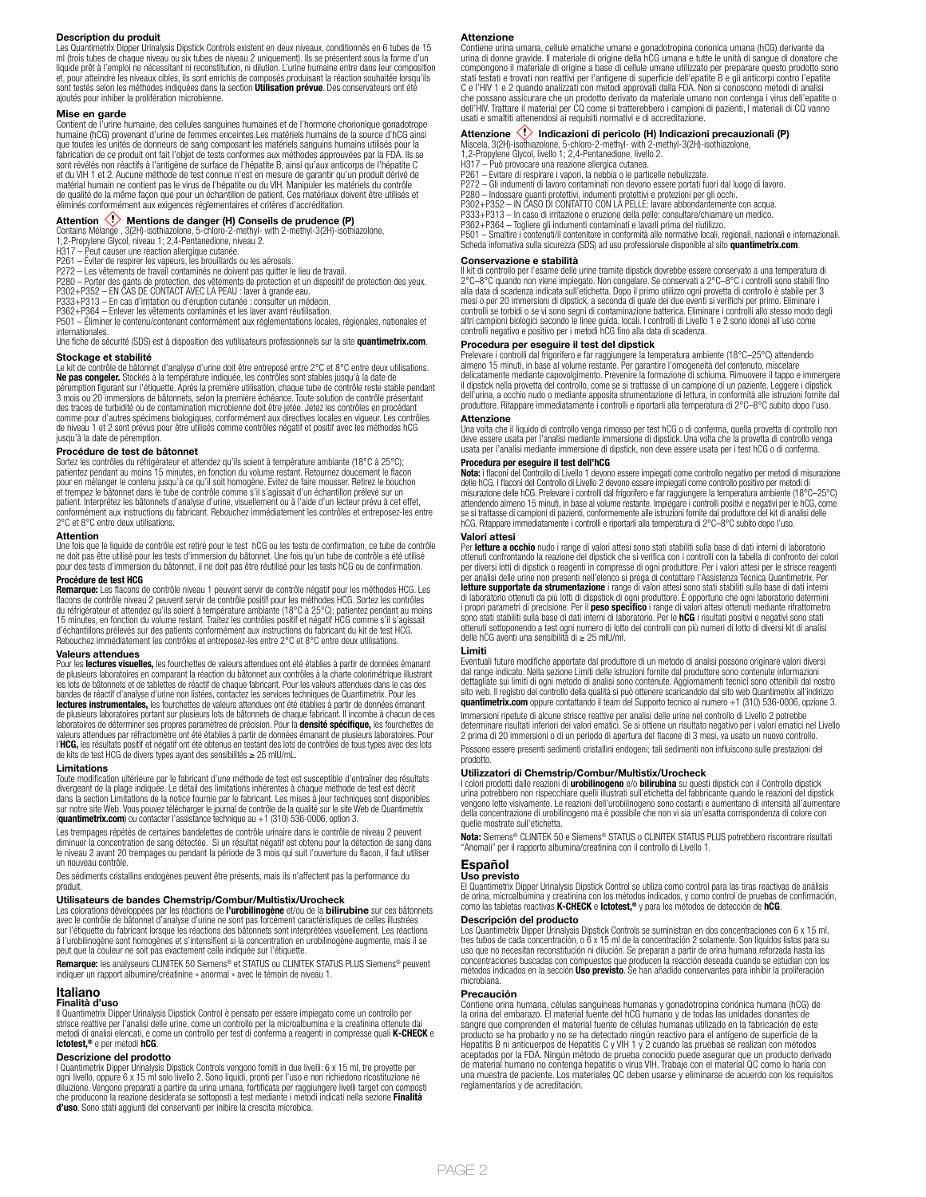### Description du produit

Les Quantimetrix Dipper Urinalysis Dipstick Controls existent en deux niveaux, conditionnés en 6 tubes de 15 ml (trois tubes de chaque niveau ou six tubes de niveau 2 uniquement). Ils se présentent sous la forme d'un liquide prêt à l'emploi ne nécessitant ni reconstitution, ni dilution. L'urine humaine entre dans leur composition et, pour atteindre les niveaux cibles, ils sont enrichis de composés produisant la réaction souhaitée lorsqu'ils sont testés selon les méthodes indiquées dans la section **Utilisation prévue**. Des conservateurs ont été ajoutés pour inhiber la prolifération microbienne.

### Mise en garde

Contient de l'urine humaine, des cellules sanguines humaines et de l'hormone chorionique gonadotrope humaine (hCG) provenant d'urine de femmes enceintes.Les matériaux humains de la source d'hCG ainsi que toutes les unités de donneurs de sang composant les matériels sanguins humains utilisés pour la fabrication de ce produit ont fait l'objet de tests conformes aux méthodes approuvées par la FDA. Ils se sont révélés non réactifs à l'antigène de surface de l'hépatite B, ainsi qu'aux anticorps de l'hépatite C et du VIH 1 et 2. Aucune méthode de test connue n'est en mesure de garantir qu'un produit dérivé de matériau humain ne contient pas le virus de l'hépatite ou du VIH. Manipuler les matériels du contrôle de qualité de la même façon que pour un échantillon de patient. Ces matériaux doivent être utilisés et éliminés conformément aux exigences réglementaires et critères d'accréditation.

### Attention ⚠ Mentions de danger (H) Conseils de prudence (P)

Contains Mélange , 3(2H)-isothiazolone, 5-chloro-2-methyl- with 2-methyl-3(2H)-isothiazolone, 1,2-Propylene Glycol, niveau 1; 2,4-Pentanedione, niveau 2.

H317 – Peut causer une réaction allergique cutanée.
P261 – Éviter de respirer les vapeurs, les brouillards ou les aérosols.
P272 – Les vêtements de travail contaminés ne doivent pas quitter le lieu de travail.
P280 – Porter des gants de protection, des vêtements de protection et un dispositif de protection des yeux.
P302+P352 – EN CAS DE CONTACT AVEC LA PEAU : laver à grande eau.
P333+P313 – En cas d'irritation ou d'éruption cutanée : consulter un médecin.
P362+P364 – Enlever les vêtements contaminés et les laver avant réutilisation.
P501 – Éliminer le contenu/contenant conformément aux réglementations locales, régionales, nationales et internationales.
Une fiche de sécurité (SDS) est à disposition des vutilisateurs professionnels sur la site **quantimetrix.com**.

### Stockage et stabilité

Le kit de contrôle de bâtonnet d'analyse d'urine doit être entreposé entre 2°C et 8°C entre deux utilisations. **Ne pas congeler.** Stockés à la température indiquée, les contrôles sont stables jusqu'à la date de péremption figurant sur l'étiquette. Après la première utilisation, chaque tube de contrôle reste stable pendant 3 mois ou 20 immersions de bâtonnets, selon la première échéance. Toute solution de contrôle présentant des traces de turbidité ou de contamination microbienne doit être jetée. Jetez les contrôles en procédant comme pour d'autres spécimens biologiques, conformément aux directives locales en vigueur. Les contrôles de niveau 1 et 2 sont prévus pour être utilisés comme contrôles négatif et positif avec les méthodes hCG jusqu'à la date de péremption.

### Procédure de test de bâtonnet

Sortez les contrôles du réfrigérateur et attendez qu'ils soient à température ambiante (18°C à 25°C); patientez pendant au moins 15 minutes, en fonction du volume restant. Retournez doucement le flacon pour en mélanger le contenu jusqu'à ce qu'il soit homogène. Évitez de faire mousser. Retirez le bouchon et trempez le bâtonnet dans le tube de contrôle comme s'il s'agissait d'un échantillon prélevé sur un patient. Interprétez les bâtonnets d'analyse d'urine, visuellement ou à l'aide d'un lecteur prévu à cet effet, conformément aux instructions du fabricant. Rebouchez immédiatement les contrôles et entreposez-les entre 2°C et 8°C entre deux utilisations.

### Attention

Une fois que le liquide de contrôle est retiré pour le test hCG ou les tests de confirmation, ce tube de contrôle ne doit pas être utilisé pour les tests d'immersion du bâtonnet. Une fois qu'un tube de contrôle a été utilisé pour des tests d'immersion du bâtonnet, il ne doit pas être réutilisé pour les tests hCG ou de confirmation.

### Procédure de test HCG

**Remarque:** Les flacons de contrôle niveau 1 peuvent servir de contrôle négatif pour les méthodes HCG. Les flacons de contrôle niveau 2 peuvent servir de contrôle positif pour les méthodes HCG. Sortez les contrôles du réfrigérateur et attendez qu'ils soient à température ambiante (18°C à 25°C); patientez pendant au moins 15 minutes, en fonction du volume restant. Traitez les contrôles positif et négatif HCG comme s'il s'agissait d'échantillons prélevés sur des patients conformément aux instructions du fabricant du kit de test HCG. Rebouchez immédiatement les contrôles et entreposez-les entre 2°C et 8°C entre deux utilisations.

### Valeurs attendues

Pour les **lectures visuelles,** les fourchettes de valeurs attendues ont été établies à partir de données émanant de plusieurs laboratoires en comparant la réaction du bâtonnet aux contrôles à la charte colorimétrique illustrant les lots de bâtonnets et de tablettes de réactif de chaque fabricant. Pour les valeurs attendues dans le cas des bandes de réactif d'analyse d'urine non listées, contactez les services techniques de Quantimetrix. Pour les **lectures instrumentales,** les fourchettes de valeurs attendues ont été établies à partir de données émanant de plusieurs laboratoires portant sur plusieurs lots de bâtonnets de chaque fabricant. Il incombe à chacun de ces laboratoires de déterminer ses propres paramètres de précision. Pour la **densité spécifique,** les fourchettes de valeurs attendues par réfractomètre ont été établies à partir de données émanant de plusieurs laboratoires. Pour l'**HCG,** les résultats positif et négatif ont été obtenus en testant des lots de contrôles de tous types avec des lots de kits de test HCG de divers types ayant des sensibilités ≥ 25 mIU/mL.

### Limitations

Toute modification ultérieure par le fabricant d'une méthode de test est susceptible d'entraîner des résultats divergeant de la plage indiquée. Le détail des limitations inhérentes à chaque méthode de test est décrit dans la section Limitations de la notice fournie par le fabricant. Les mises à jour techniques sont disponibles sur notre site Web. Vous pouvez télécharger le journal de contrôle de la qualité sur le site Web de Quantimetrix (**quantimetrix.com**) ou contacter l'assistance technique au +1 (310) 536-0006, option 3.

Les trempages répétés de certaines bandelettes de contrôle urinaire dans le contrôle de niveau 2 peuvent diminuer la concentration de sang détectée. Si un résultat négatif est obtenu pour la détection de sang dans le niveau 2 avant 20 trempages ou pendant la période de 3 mois qui suit l'ouverture du flacon, il faut utiliser un nouveau contrôle.

Des sédiments cristallins endogènes peuvent être présents, mais ils n'affectent pas la performance du produit.

### Utilisateurs de bandes Chemstrip/Combur/Multistix/Urocheck

Les colorations développées par les réactions de **l'urobilinogène** et/ou de la **bilirubine** sur ces bâtonnets avec le contrôle de bâtonnet d'analyse d'urine ne sont pas forcément caractéristiques de celles illustrées sur l'étiquette du fabricant lorsque les réactions des bâtonnets sont interprétées visuellement. Les réactions à l'urobilinogène sont homogènes et s'intensifient si la concentration en urobilinogène augmente, mais il se peut que la couleur ne soit pas exactement celle indiquée sur l'étiquette.

**Remarque:** les analyseurs CLINITEK 50 Siemens® et STATUS ou CLINITEK STATUS PLUS Siemens® peuvent indiquer un rapport albumine/créatinine « anormal » avec le témoin de niveau 1.

## Italiano

### Finalità d'uso

Il Quantimetrix Dipper Urinalysis Dipstick Control è pensato per essere impiegato come un controllo per strisce reattive per l'analisi delle urine, come un controllo per la microalbumina e la creatinina ottenute dai metodi di analisi elencati, e come un controllo per test di conferma a reagenti in compresse quali **K-CHECK** e **Ictotest,®** e per metodi **hCG**.

### Descrizione del prodotto

I Quantimetrix Dipper Urinalysis Dipstick Controls vengono forniti in due livelli: 6 x 15 ml, tre provette per ogni livello, oppure 6 x 15 ml solo livello 2. Sono liquidi, pronti per l'uso e non richiedono ricostituzione né diluizione. Vengono preparati a partire da urina umana, fortificata per raggiungere livelli target con composti che producono la reazione desiderata se sottoposti a test mediante i metodi indicati nella sezione **Finalità d'uso**. Sono stati aggiunti dei conservanti per inibire la crescita microbica.

### Attenzione

Contiene urina umana, cellule ematiche umane e gonadotropina corionica umana (hCG) derivante da urina di donne gravide. Il materiale di origine della hCG umana e tutte le unità di sangue di donatore che compongono il materiale di origine a base di cellule umane utilizzato per preparare questo prodotto sono stati testati e trovati non reattivi per l'antigene di superficie dell'epatite B e gli anticorpi contro l'epatite C e l'HIV 1 e 2 quando analizzati con metodi approvati dalla FDA. Non si conoscono metodi di analisi che possano assicurare che un prodotto derivato da materiale umano non contenga i virus dell'epatite o dell'HIV. Trattare il material per CQ come si tratterebbero i campioni di pazienti, I materiali di CQ vanno usati e smaltiti attenendosi ai requisiti normativi e di accreditazione.

### Attenzione ⚠ Indicazioni di pericolo (H) Indicazioni precauzionali (P)

Miscela, 3(2H)-isothiazolone, 5-chloro-2-methyl- with 2-methyl-3(2H)-isothiazolone, 1,2-Propylene Glycol, livello 1; 2,4-Pentanedione, livello 2.

H317 – Può provocare una reazione allergica cutanea.
P261 – Evitare di respirare i vapori, la nebbia o le particelle nebulizzate.
P272 – Gli indumenti di lavoro contaminati non devono essere portati fuori dal luogo di lavoro.
P280 – Indossare guanti protettivi, indumenti protettivi e protezioni per gli occhi.
P302+P352 – IN CASO DI CONTATTO CON LA PELLE: lavare abbondantemente con acqua.
P333+P313 – In caso di irritazione o eruzione della pelle: consultare/chiamare un medico.
P362+P364 – Togliere gli indumenti contaminati e lavarli prima del riutilizzo.
P501 – Smaltire i contenuti/il contenitore in conformità alle normative locali, regionali, nazionali e internazionali.
Scheda infomativa sulla sicurezza (SDS) ad uso professionale disponibile al sito **quantimetrix.com**.

### Conservazione e stabilità

Il kit di controllo per l'esame delle urine tramite dipstick dovrebbe essere conservato a una temperatura di 2°C–8°C quando non viene impiegato. Non congelare. Se conservati a 2°C–8°C i controlli sono stabili fino alla data di scadenza indicata sull'etichetta. Dopo il primo utilizzo ogni provetta di controllo è stabile per 3 mesi o per 20 immersioni di dipstick, a seconda di quale dei due eventi si verifichi per primo. Eliminare i controlli se torbidi o se vi sono segni di contaminazione batterica. Eliminare i controlli allo stesso modo degli altri campioni biologici secondo le linee guida, locali. I controlli di Livello 1 e 2 sono idonei all'uso come controlli negativo e positivo per i metodi hCG fino alla data di scadenza.

### Procedura per eseguire il test del dipstick

Prelevare i controlli dal frigorifero e far raggiungere la temperatura ambiente (18°C–25°C) attendendo almeno 15 minuti, in base al volume restante. Per garantire l'omogeneità del contenuto, miscelare delicatamente mediante capovolgimento. Prevenire la formazione di schiuma. Rimuovere il tappo e immergere il dipstick nella provetta del controllo, come se si trattasse di un campione di un paziente. Leggere i dipstick dell'urina, a occhio nudo o mediante apposita strumentazione di lettura, in conformità alle istruzioni fornite dal produttore. Ritappare immediatamente i controlli e riportarli alla temperatura di 2°C–8°C subito dopo l'uso.

### Attenzione

Una volta che il liquido di controllo venga rimosso per test hCG o di conferma, quella provetta di controllo non deve essere usata per l'analisi mediante immersione di dipstick. Una volta che la provetta di controllo venga usata per l'analisi mediante immersione di dipstick, non deve essere usata per i test hCG o di conferma.

### Procedura per eseguire il test dell'hCG

**Nota:** i flaconi del Controllo di Livello 1 devono essere impiegati come controllo negativo per metodi di misurazione delle hCG. I flaconi del Controllo di Livello 2 devono essere impiegati come controllo positivo per metodi di misurazione delle hCG. Prelevare i controlli dal frigorifero e far raggiungere la temperatura ambiente (18°C–25°C) attendendo almeno 15 minuti, in base al volume restante. Impiegare i controlli positivi e negativi per le hCG, come se si trattasse di campioni di pazienti, conformemente alle istruzioni fornite dal produttore del kit di analisi delle hCG. Ritappare immediatamente i controlli e riportarli alla temperatura di 2°C–8°C subito dopo l'uso.

### Valori attesi

Per **letture a occhio** nudo i range di valori attesi sono stati stabiliti sulla base di dati interni di laboratorio ottenuti confrontando la reazione del dipstick che si verifica con i controlli con la tabella di confronto dei colori per diversi lotti di dipstick o reagenti in compresse di ogni produttore. Per i valori attesi per le strisce reagenti per analisi delle urine non presenti nell'elenco si prega di contattare l'Assistenza Tecnica Quantimetrix. Per **letture supportate da strumentazione** i range di valori attesi sono stati stabiliti sulla base di dati interni di laboratorio ottenuti da più lotti di dipstick di ogni produttore. È opportuno che ogni laboratorio determini i propri parametri di precisione. Per il **peso specifico** i range di valori attesi ottenuti mediante rifrattometro sono stati stabiliti sulla base di dati interni di laboratorio. Per le **hCG** i risultati positivi e negativi sono stati ottenuti sottoponendo a test ogni numero di lotto dei controlli con più numeri di lotto di diversi kit di analisi delle hCG aventi una sensibilità di ≥ 25 mIU/ml.

### Limiti

Eventuali future modifiche apportate dal produttore di un metodo di analisi possono originare valori diversi dal range indicato. Nella sezione Limiti delle istruzioni fornite dal produttore sono contenute informazioni dettagliate sui limiti di ogni metodo di analisi sono contenute. Aggiornamenti tecnici sono ottenibili dal nostro sito web. Il registro del controllo della qualità si può ottenere scaricandolo dal sito web Quantimetrix all'indirizzo **quantimetrix.com** oppure contattando il team del Supporto tecnico al numero +1 (310) 536-0006, opzione 3.

Immersioni ripetute di alcune strisce reattive per analisi delle urine nel controllo di Livello 2 potrebbe determinare risultati inferiori dei valori ematici. Se si ottiene un risultato negativo per i valori ematici nel Livello 2 prima di 20 immersioni o di un periodo di apertura del flacone di 3 mesi, va usato un nuovo controllo.

Possono essere presenti sedimenti cristallini endogeni; tali sedimenti non influiscono sulle prestazioni del prodotto.

### Utilizzatori di Chemstrip/Combur/Multistix/Urocheck

I colori prodotti dalle reazioni di **urobilinogeno** e/o **bilirubina** su questi dipstick con il Controllo dipstick urina potrebbero non rispecchiare quelli illustrati sull'etichetta del fabbricante quando le reazioni del dipstick vengono lette visivamente. Le reazioni dell'urobilinogeno sono costanti e aumentano di intensità all'aumentare della concentrazione di urobilinogeno ma è possibile che non vi sia un'esatta corrispondenza di colore con quelle mostrate sull'etichetta.

**Nota:** Siemens® CLINITEK 50 e Siemens® STATUS o CLINITEK STATUS PLUS potrebbero riscontrare risultati "Anomali" per il rapporto albumina/creatinina con il controllo di Livello 1.

## Español

### Uso previsto

El Quantimetrix Dipper Urinalysis Dipstick Control se utiliza como control para las tiras reactivas de análisis de orina, microalbúmina y creatinina con los métodos indicados, y como control de pruebas de confirmación, como las tabletas reactivas **K-CHECK** e **Ictotest,®** y para los métodos de detección de **hCG**.

### Descripción del producto

Los Quantimetrix Dipper Urinalysis Dipstick Controls se suministran en dos concentraciones con 6 x 15 ml, tres tubos de cada concentración, o 6 x 15 ml de la concentración 2 solamente. Son líquidos listos para su uso que no necesitan reconstitución ni dilución. Se preparan a partir de orina humana reforzada hasta las concentraciones buscadas con compuestos que producen la reacción deseada cuando se estudian con los métodos indicados en la sección **Uso previsto**. Se han añadido conservantes para inhibir la proliferación microbiana.

### Precaución

Contiene orina humana, células sanguíneas humanas y gonadotropina coriónica humana (hCG) de la orina del embarazo. El material fuente del hCG humano y de todas las unidades donantes de sangre que comprenden el material fuente de células humanas utilizado en la fabricación de este producto se ha probado y no se ha detectado ningún reactivo para el antígeno de superficie de la Hepatitis B ni anticuerpos de Hepatitis C y VIH 1 y 2 cuando las pruebas se realizan con métodos aceptados por la FDA. Ningún método de prueba conocido puede asegurar que un producto derivado de material humano no contenga hepatitis o virus VIH. Trabaje con el material QC como lo haría con una muestra de paciente. Los materiales QC deben usarse y eliminarse de acuerdo con los requisitos reglamentarios y de acreditación.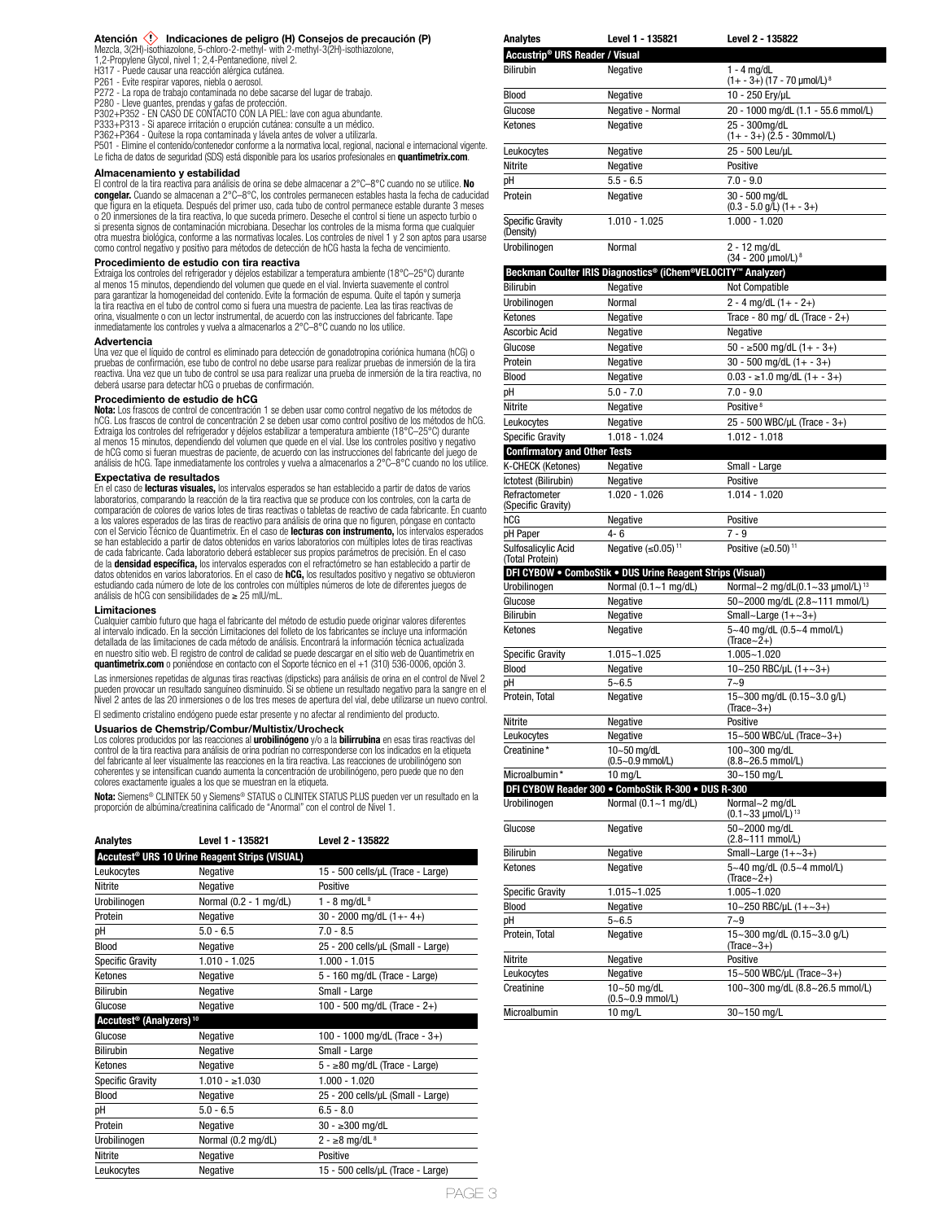**Atención** ⚠ **Indicaciones de peligro (H) Consejos de precaución (P)**

Mezcla, 3(2H)-isothiazolone, 5-chloro-2-methyl- with 2-methyl-3(2H)-isothiazolone,
1,2-Propylene Glycol, nivel 1; 2,4-Pentanedione, nivel 2.
H317 - Puede causar una reacción alérgica cutánea.
P261 - Evite respirar vapores, niebla o aerosol.
P272 - La ropa de trabajo contaminada no debe sacarse del lugar de trabajo.
P280 - Lleve guantes, prendas y gafas de protección.
P302+P352 - EN CASO DE CONTACTO CON LA PIEL: lave con agua abundante.
P333+P313 - Si aparece irritación o erupción cutánea: consulte a un médico.
P362+P364 - Quítese la ropa contaminada y lávela antes de volver a utilizarla.
P501 - Elimine el contenido/contenedor conforme a la normativa local, regional, nacional e internacional vigente.
Le ficha de datos de seguridad (SDS) está disponible para los usarios profesionales en **quantimetrix.com**.

**Almacenamiento y estabilidad**

El control de la tira reactiva para análisis de orina se debe almacenar a 2°C–8°C cuando no se utilice. **No congelar.** Cuando se almacenan a 2°C–8°C, los controles permanecen estables hasta la fecha de caducidad que figura en la etiqueta. Después del primer uso, cada tubo de control permanece estable durante 3 meses o 20 inmersiones de la tira reactiva, lo que suceda primero. Deseche el control si tiene un aspecto turbio o si presenta signos de contaminación microbiana. Desechar los controles de la misma forma que cualquier otra muestra biológica, conforme a las normativas locales. Los controles de nivel 1 y 2 son aptos para usarse como control negativo y positivo para métodos de detección de hCG hasta la fecha de vencimiento.

**Procedimiento de estudio con tira reactiva**

Extraiga los controles del refrigerador y déjelos estabilizar a temperatura ambiente (18°C–25°C) durante al menos 15 minutos, dependiendo del volumen que quede en el vial. Invierta suavemente el control para garantizar la homogeneidad del contenido. Evite la formación de espuma. Quite el tapón y sumerja la tira reactiva en el tubo de control como si fuera una muestra de paciente. Lea las tiras reactivas de orina, visualmente o con un lector instrumental, de acuerdo con las instrucciones del fabricante. Tape inmediatamente los controles y vuelva a almacenarlos a 2°C–8°C cuando no los utilice.

**Advertencia**

Una vez que el líquido de control es eliminado para detección de gonadotropina coriónica humana (hCG) o pruebas de confirmación, ese tubo de control no debe usarse para realizar pruebas de inmersión de la tira reactiva. Una vez que un tubo de control se usa para realizar una prueba de inmersión de la tira reactiva, no deberá usarse para detectar hCG o pruebas de confirmación.

**Procedimiento de estudio de hCG**

**Nota:** Los frascos de control de concentración 1 se deben usar como control negativo de los métodos de hCG. Los frascos de control de concentración 2 se deben usar como control positivo de los métodos de hCG. Extraiga los controles del refrigerador y déjelos estabilizar a temperatura ambiente (18°C–25°C) durante al menos 15 minutos, dependiendo del volumen que quede en el vial. Use los controles positivo y negativo de hCG como si fueran muestras de paciente, de acuerdo con las instrucciones del fabricante del juego de análisis de hCG. Tape inmediatamente los controles y vuelva a almacenarlos a 2°C–8°C cuando no los utilice.

**Expectativa de resultados**

En el caso de **lecturas visuales,** los intervalos esperados se han establecido a partir de datos de varios laboratorios, comparando la reacción de la tira reactiva que se produce con los controles, con la carta de comparación de colores de varios lotes de tiras reactivas o tabletas de reactivo de cada fabricante. En cuanto a los valores esperados de las tiras de reactivo para análisis de orina que no figuren, póngase en contacto con el Servicio Técnico de Quantimetrix. En el caso de **lecturas con instrumento,** los intervalos esperados se han establecido a partir de datos obtenidos en varios laboratorios con múltiples lotes de tiras reactivas de cada fabricante. Cada laboratorio deberá establecer sus propios parámetros de precisión. En el caso de la **densidad específica,** los intervalos esperados con el refractómetro se han establecido a partir de datos obtenidos en varios laboratorios. En el caso de **hCG,** los resultados positivo y negativo se obtuvieron estudiando cada número de lote de los controles con múltiples números de lote de diferentes juegos de análisis de hCG con sensibilidades de ≥ 25 mIU/mL.

**Limitaciones**

Cualquier cambio futuro que haga el fabricante del método de estudio puede originar valores diferentes al intervalo indicado. En la sección Limitaciones del folleto de los fabricantes se incluye una información detallada de las limitaciones de cada método de análisis. Encontrará la información técnica actualizada en nuestro sitio web. El registro de control de calidad se puede descargar en el sitio web de Quantimetrix en **quantimetrix.com** o poniéndose en contacto con el Soporte técnico en el +1 (310) 536-0006, opción 3.

Las inmersiones repetidas de algunas tiras reactivas (dipsticks) para análisis de orina en el control de Nivel 2 pueden provocar un resultado sanguíneo disminuido. Si se obtiene un resultado negativo para la sangre en el Nivel 2 antes de las 20 inmersiones o de los tres meses de apertura del vial, debe utilizarse un nuevo control.

El sedimento cristalino endógeno puede estar presente y no afectar al rendimiento del producto.

**Usuarios de Chemstrip/Combur/Multistix/Urocheck**

Los colores producidos por las reacciones al **urobilinógeno** y/o a la **bilirrubina** en esas tiras reactivas del control de la tira reactiva para análisis de orina podrían no corresponderse con los indicados en la etiqueta del fabricante al leer visualmente las reacciones en la tira reactiva. Las reacciones de urobilinógeno son coherentes y se intensifican cuando aumenta la concentración de urobilinógeno, pero puede que no den colores exactamente iguales a los que se muestran en la etiqueta.

**Nota:** Siemens® CLINITEK 50 y Siemens® STATUS o CLINITEK STATUS PLUS pueden ver un resultado en la proporción de albúmina/creatinina calificado de "Anormal" con el control de Nivel 1.

| Analytes | Level 1 - 135821 | Level 2 - 135822 |
|---|---|---|
| **Accutest® URS 10 Urine Reagent Strips (VISUAL)** | | |
| Leukocytes | Negative | 15 - 500 cells/μL (Trace - Large) |
| Nitrite | Negative | Positive |
| Urobilinogen | Normal (0.2 - 1 mg/dL) | 1 - 8 mg/dL [8] |
| Protein | Negative | 30 - 2000 mg/dL (1+- 4+) |
| pH | 5.0 - 6.5 | 7.0 - 8.5 |
| Blood | Negative | 25 - 200 cells/μL (Small - Large) |
| Specific Gravity | 1.010 - 1.025 | 1.000 - 1.015 |
| Ketones | Negative | 5 - 160 mg/dL (Trace - Large) |
| Bilirubin | Negative | Small - Large |
| Glucose | Negative | 100 - 500 mg/dL (Trace - 2+) |
| **Accutest® (Analyzers) [10]** | | |
| Glucose | Negative | 100 - 1000 mg/dL (Trace - 3+) |
| Bilirubin | Negative | Small - Large |
| Ketones | Negative | 5 - ≥80 mg/dL (Trace - Large) |
| Specific Gravity | 1.010 - ≥1.030 | 1.000 - 1.020 |
| Blood | Negative | 25 - 200 cells/μL (Small - Large) |
| pH | 5.0 - 6.5 | 6.5 - 8.0 |
| Protein | Negative | 30 - ≥300 mg/dL |
| Urobilinogen | Normal (0.2 mg/dL) | 2 - ≥8 mg/dL [8] |
| Nitrite | Negative | Positive |
| Leukocytes | Negative | 15 - 500 cells/μL (Trace - Large) |

| Analytes | Level 1 - 135821 | Level 2 - 135822 |
|---|---|---|
| **Accustrip® URS Reader / Visual** | | |
| Bilirubin | Negative | 1 - 4 mg/dL (1+ - 3+) (17 - 70 μmol/L) [8] |
| Blood | Negative | 10 - 250 Ery/μL |
| Glucose | Negative - Normal | 20 - 1000 mg/dL (1.1 - 55.6 mmol/L) |
| Ketones | Negative | 25 - 300mg/dL (1+ - 3+) (2.5 - 30mmol/L) |
| Leukocytes | Negative | 25 - 500 Leu/μL |
| Nitrite | Negative | Positive |
| pH | 5.5 - 6.5 | 7.0 - 9.0 |
| Protein | Negative | 30 - 500 mg/dL (0.3 - 5.0 g/L) (1+ - 3+) |
| Specific Gravity (Density) | 1.010 - 1.025 | 1.000 - 1.020 |
| Urobilinogen | Normal | 2 - 12 mg/dL (34 - 200 μmol/L) [8] |
| **Beckman Coulter IRIS Diagnostics® (iChem®VELOCITY™ Analyzer)** | | |
| Bilirubin | Negative | Not Compatible |
| Urobilinogen | Normal | 2 - 4 mg/dL (1+ - 2+) |
| Ketones | Negative | Trace - 80 mg/ dL (Trace - 2+) |
| Ascorbic Acid | Negative | Negative |
| Glucose | Negative | 50 - ≥500 mg/dL (1+ - 3+) |
| Protein | Negative | 30 - 500 mg/dL (1+ - 3+) |
| Blood | Negative | 0.03 - ≥1.0 mg/dL (1+ - 3+) |
| pH | 5.0 - 7.0 | 7.0 - 9.0 |
| Nitrite | Negative | Positive [8] |
| Leukocytes | Negative | 25 - 500 WBC/μL (Trace - 3+) |
| Specific Gravity | 1.018 - 1.024 | 1.012 - 1.018 |
| **Confirmatory and Other Tests** | | |
| K-CHECK (Ketones) | Negative | Small - Large |
| Ictotest (Bilirubin) | Negative | Positive |
| Refractometer (Specific Gravity) | 1.020 - 1.026 | 1.014 - 1.020 |
| hCG | Negative | Positive |
| pH Paper | 4- 6 | 7 - 9 |
| Sulfosalicylic Acid (Total Protein) | Negative (≤0.05) [11] | Positive (≥0.50) [11] |
| **DFI CYBOW • ComboStik • DUS Urine Reagent Strips (Visual)** | | |
| Urobilinogen | Normal (0.1~1 mg/dL) | Normal~2 mg/dL(0.1~33 μmol/L) [13] |
| Glucose | Negative | 50~2000 mg/dL (2.8~111 mmol/L) |
| Bilirubin | Negative | Small~Large (1+~3+) |
| Ketones | Negative | 5~40 mg/dL (0.5~4 mmol/L) (Trace~2+) |
| Specific Gravity | 1.015~1.025 | 1.005~1.020 |
| Blood | Negative | 10~250 RBC/μL (1+~3+) |
| pH | 5~6.5 | 7~9 |
| Protein, Total | Negative | 15~300 mg/dL (0.15~3.0 g/L) (Trace~3+) |
| Nitrite | Negative | Positive |
| Leukocytes | Negative | 15~500 WBC/uL (Trace~3+) |
| Creatinine* | 10~50 mg/dL (0.5~0.9 mmol/L) | 100~300 mg/dL (8.8~26.5 mmol/L) |
| Microalbumin* | 10 mg/L | 30~150 mg/L |
| **DFI CYBOW Reader 300 • ComboStik R-300 • DUS R-300** | | |
| Urobilinogen | Normal (0.1~1 mg/dL) | Normal~2 mg/dL (0.1~33 μmol/L) [13] |
| Glucose | Negative | 50~2000 mg/dL (2.8~111 mmol/L) |
| Bilirubin | Negative | Small~Large (1+~3+) |
| Ketones | Negative | 5~40 mg/dL (0.5~4 mmol/L) (Trace~2+) |
| Specific Gravity | 1.015~1.025 | 1.005~1.020 |
| Blood | Negative | 10~250 RBC/μL (1+~3+) |
| pH | 5~6.5 | 7~9 |
| Protein, Total | Negative | 15~300 mg/dL (0.15~3.0 g/L) (Trace~3+) |
| Nitrite | Negative | Positive |
| Leukocytes | Negative | 15~500 WBC/μL (Trace~3+) |
| Creatinine | 10~50 mg/dL (0.5~0.9 mmol/L) | 100~300 mg/dL (8.8~26.5 mmol/L) |
| Microalbumin | 10 mg/L | 30~150 mg/L |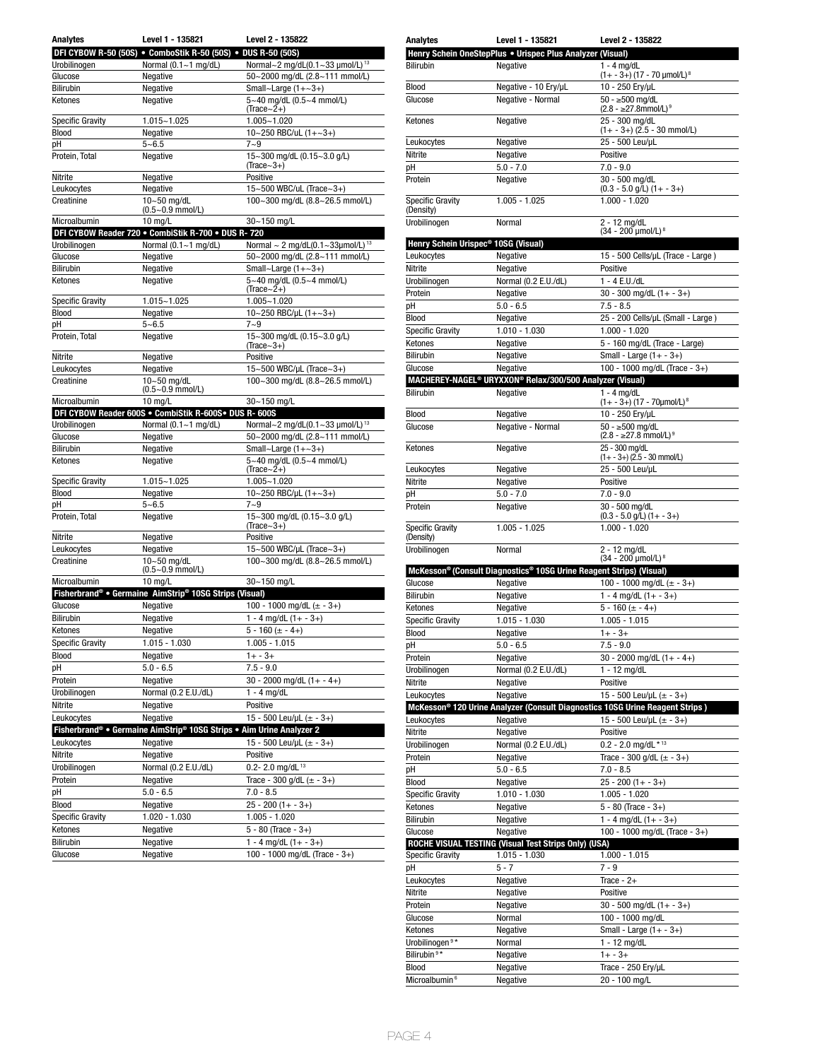| Analytes | Level 1 - 135821 | Level 2 - 135822 |
|---|---|---|
| **DFI CYBOW R-50 (50S) • ComboStik R-50 (50S) • DUS R-50 (50S)** | | |
| Urobilinogen | Normal (0.1~1 mg/dL) | Normal~2 mg/dL(0.1~33 µmol/L) [13] |
| Glucose | Negative | 50~2000 mg/dL (2.8~111 mmol/L) |
| Bilirubin | Negative | Small~Large (1+~3+) |
| Ketones | Negative | 5~40 mg/dL (0.5~4 mmol/L) (Trace~2+) |
| Specific Gravity | 1.015~1.025 | 1.005~1.020 |
| Blood | Negative | 10~250 RBC/uL (1+~3+) |
| pH | 5~6.5 | 7~9 |
| Protein, Total | Negative | 15~300 mg/dL (0.15~3.0 g/L) (Trace~3+) |
| Nitrite | Negative | Positive |
| Leukocytes | Negative | 15~500 WBC/uL (Trace~3+) |
| Creatinine | 10~50 mg/dL (0.5~0.9 mmol/L) | 100~300 mg/dL (8.8~26.5 mmol/L) |
| Microalbumin | 10 mg/L | 30~150 mg/L |
| **DFI CYBOW Reader 720 • CombiStik R-700 • DUS R- 720** | | |
| Urobilinogen | Normal (0.1~1 mg/dL) | Normal ~ 2 mg/dL(0.1~33µmol/L) [13] |
| Glucose | Negative | 50~2000 mg/dL (2.8~111 mmol/L) |
| Bilirubin | Negative | Small~Large (1+~3+) |
| Ketones | Negative | 5~40 mg/dL (0.5~4 mmol/L) (Trace~2+) |
| Specific Gravity | 1.015~1.025 | 1.005~1.020 |
| Blood | Negative | 10~250 RBC/µL (1+~3+) |
| pH | 5~6.5 | 7~9 |
| Protein, Total | Negative | 15~300 mg/dL (0.15~3.0 g/L) (Trace~3+) |
| Nitrite | Negative | Positive |
| Leukocytes | Negative | 15~500 WBC/µL (Trace~3+) |
| Creatinine | 10~50 mg/dL (0.5~0.9 mmol/L) | 100~300 mg/dL (8.8~26.5 mmol/L) |
| Microalbumin | 10 mg/L | 30~150 mg/L |
| **DFI CYBOW Reader 600S • CombiStik R-600S• DUS R- 600S** | | |
| Urobilinogen | Normal (0.1~1 mg/dL) | Normal~2 mg/dL(0.1~33 µmol/L) [13] |
| Glucose | Negative | 50~2000 mg/dL (2.8~111 mmol/L) |
| Bilirubin | Negative | Small~Large (1+~3+) |
| Ketones | Negative | 5~40 mg/dL (0.5~4 mmol/L) (Trace~2+) |
| Specific Gravity | 1.015~1.025 | 1.005~1.020 |
| Blood | Negative | 10~250 RBC/µL (1+~3+) |
| pH | 5~6.5 | 7~9 |
| Protein, Total | Negative | 15~300 mg/dL (0.15~3.0 g/L) (Trace~3+) |
| Nitrite | Negative | Positive |
| Leukocytes | Negative | 15~500 WBC/µL (Trace~3+) |
| Creatinine | 10~50 mg/dL (0.5~0.9 mmol/L) | 100~300 mg/dL (8.8~26.5 mmol/L) |
| Microalbumin | 10 mg/L | 30~150 mg/L |
| **Fisherbrand® • Germaine AimStrip® 10SG Strips (Visual)** | | |
| Glucose | Negative | 100 - 1000 mg/dL (± - 3+) |
| Bilirubin | Negative | 1 - 4 mg/dL (1+ - 3+) |
| Ketones | Negative | 5 - 160 (± - 4+) |
| Specific Gravity | 1.015 - 1.030 | 1.005 - 1.015 |
| Blood | Negative | 1+ - 3+ |
| pH | 5.0 - 6.5 | 7.5 - 9.0 |
| Protein | Negative | 30 - 2000 mg/dL (1+ - 4+) |
| Urobilinogen | Normal (0.2 E.U./dL) | 1 - 4 mg/dL |
| Nitrite | Negative | Positive |
| Leukocytes | Negative | 15 - 500 Leu/µL (± - 3+) |
| **Fisherbrand® • Germaine AimStrip® 10SG Strips • Aim Urine Analyzer 2** | | |
| Leukocytes | Negative | 15 - 500 Leu/µL (± - 3+) |
| Nitrite | Negative | Positive |
| Urobilinogen | Normal (0.2 E.U./dL) | 0.2- 2.0 mg/dL [13] |
| Protein | Negative | Trace - 300 g/dL (± - 3+) |
| pH | 5.0 - 6.5 | 7.0 - 8.5 |
| Blood | Negative | 25 - 200 (1+ - 3+) |
| Specific Gravity | 1.020 - 1.030 | 1.005 - 1.020 |
| Ketones | Negative | 5 - 80 (Trace - 3+) |
| Bilirubin | Negative | 1 - 4 mg/dL (1+ - 3+) |
| Glucose | Negative | 100 - 1000 mg/dL (Trace - 3+) |

| Analytes | Level 1 - 135821 | Level 2 - 135822 |
|---|---|---|
| **Henry Schein OneStepPlus • Urispec Plus Analyzer (Visual)** | | |
| Bilirubin | Negative | 1 - 4 mg/dL (1+ - 3+) (17 - 70 µmol/L) [8] |
| Blood | Negative - 10 Ery/µL | 10 - 250 Ery/µL |
| Glucose | Negative - Normal | 50 - ≥500 mg/dL (2.8 - ≥27.8mmol/L) [9] |
| Ketones | Negative | 25 - 300 mg/dL (1+ - 3+) (2.5 - 30 mmol/L) |
| Leukocytes | Negative | 25 - 500 Leu/µL |
| Nitrite | Negative | Positive |
| pH | 5.0 - 7.0 | 7.0 - 9.0 |
| Protein | Negative | 30 - 500 mg/dL (0.3 - 5.0 g/L) (1+ - 3+) |
| Specific Gravity (Density) | 1.005 - 1.025 | 1.000 - 1.020 |
| Urobilinogen | Normal | 2 - 12 mg/dL (34 - 200 µmol/L) [8] |
| **Henry Schein Urispec® 10SG (Visual)** | | |
| Leukocytes | Negative | 15 - 500 Cells/µL (Trace - Large ) |
| Nitrite | Negative | Positive |
| Urobilinogen | Normal (0.2 E.U./dL) | 1 - 4 E.U./dL |
| Protein | Negative | 30 - 300 mg/dL (1+ - 3+) |
| pH | 5.0 - 6.5 | 7.5 - 8.5 |
| Blood | Negative | 25 - 200 Cells/µL (Small - Large ) |
| Specific Gravity | 1.010 - 1.030 | 1.000 - 1.020 |
| Ketones | Negative | 5 - 160 mg/dL (Trace - Large) |
| Bilirubin | Negative | Small - Large (1+ - 3+) |
| Glucose | Negative | 100 - 1000 mg/dL (Trace - 3+) |
| **MACHEREY-NAGEL® URYXXON® Relax/300/500 Analyzer (Visual)** | | |
| Bilirubin | Negative | 1 - 4 mg/dL (1+ - 3+) (17 - 70µmol/L) [8] |
| Blood | Negative | 10 - 250 Ery/µL |
| Glucose | Negative - Normal | 50 - ≥500 mg/dL (2.8 - ≥27.8 mmol/L) [9] |
| Ketones | Negative | 25 - 300 mg/dL (1+ - 3+) (2.5 - 30 mmol/L) |
| Leukocytes | Negative | 25 - 500 Leu/µL |
| Nitrite | Negative | Positive |
| pH | 5.0 - 7.0 | 7.0 - 9.0 |
| Protein | Negative | 30 - 500 mg/dL (0.3 - 5.0 g/L) (1+ - 3+) |
| Specific Gravity (Density) | 1.005 - 1.025 | 1.000 - 1.020 |
| Urobilinogen | Normal | 2 - 12 mg/dL (34 - 200 µmol/L) [8] |
| **McKesson® (Consult Diagnostics® 10SG Urine Reagent Strips) (Visual)** | | |
| Glucose | Negative | 100 - 1000 mg/dL (± - 3+) |
| Bilirubin | Negative | 1 - 4 mg/dL (1+ - 3+) |
| Ketones | Negative | 5 - 160 (± - 4+) |
| Specific Gravity | 1.015 - 1.030 | 1.005 - 1.015 |
| Blood | Negative | 1+ - 3+ |
| pH | 5.0 - 6.5 | 7.5 - 9.0 |
| Protein | Negative | 30 - 2000 mg/dL (1+ - 4+) |
| Urobilinogen | Normal (0.2 E.U./dL) | 1 - 12 mg/dL |
| Nitrite | Negative | Positive |
| Leukocytes | Negative | 15 - 500 Leu/µL (± - 3+) |
| **McKesson® 120 Urine Analyzer (Consult Diagnostics 10SG Urine Reagent Strips )** | | |
| Leukocytes | Negative | 15 - 500 Leu/µL (± - 3+) |
| Nitrite | Negative | Positive |
| Urobilinogen | Normal (0.2 E.U./dL) | 0.2 - 2.0 mg/dL* [13] |
| Protein | Negative | Trace - 300 g/dL (± - 3+) |
| pH | 5.0 - 6.5 | 7.0 - 8.5 |
| Blood | Negative | 25 - 200 (1+ - 3+) |
| Specific Gravity | 1.010 - 1.030 | 1.005 - 1.020 |
| Ketones | Negative | 5 - 80 (Trace - 3+) |
| Bilirubin | Negative | 1 - 4 mg/dL (1+ - 3+) |
| Glucose | Negative | 100 - 1000 mg/dL (Trace - 3+) |
| **ROCHE VISUAL TESTING (Visual Test Strips Only) (USA)** | | |
| Specific Gravity | 1.015 - 1.030 | 1.000 - 1.015 |
| pH | 5 - 7 | 7 - 9 |
| Leukocytes | Negative | Trace - 2+ |
| Nitrite | Negative | Positive |
| Protein | Negative | 30 - 500 mg/dL (1+ - 3+) |
| Glucose | Normal | 100 - 1000 mg/dL |
| Ketones | Negative | Small - Large (1+ - 3+) |
| Urobilinogen [9]* | Normal | 1 - 12 mg/dL |
| Bilirubin [9]* | Negative | 1+ - 3+ |
| Blood | Negative | Trace - 250 Ery/µL |
| Microalbumin [6] | Negative | 20 - 100 mg/L |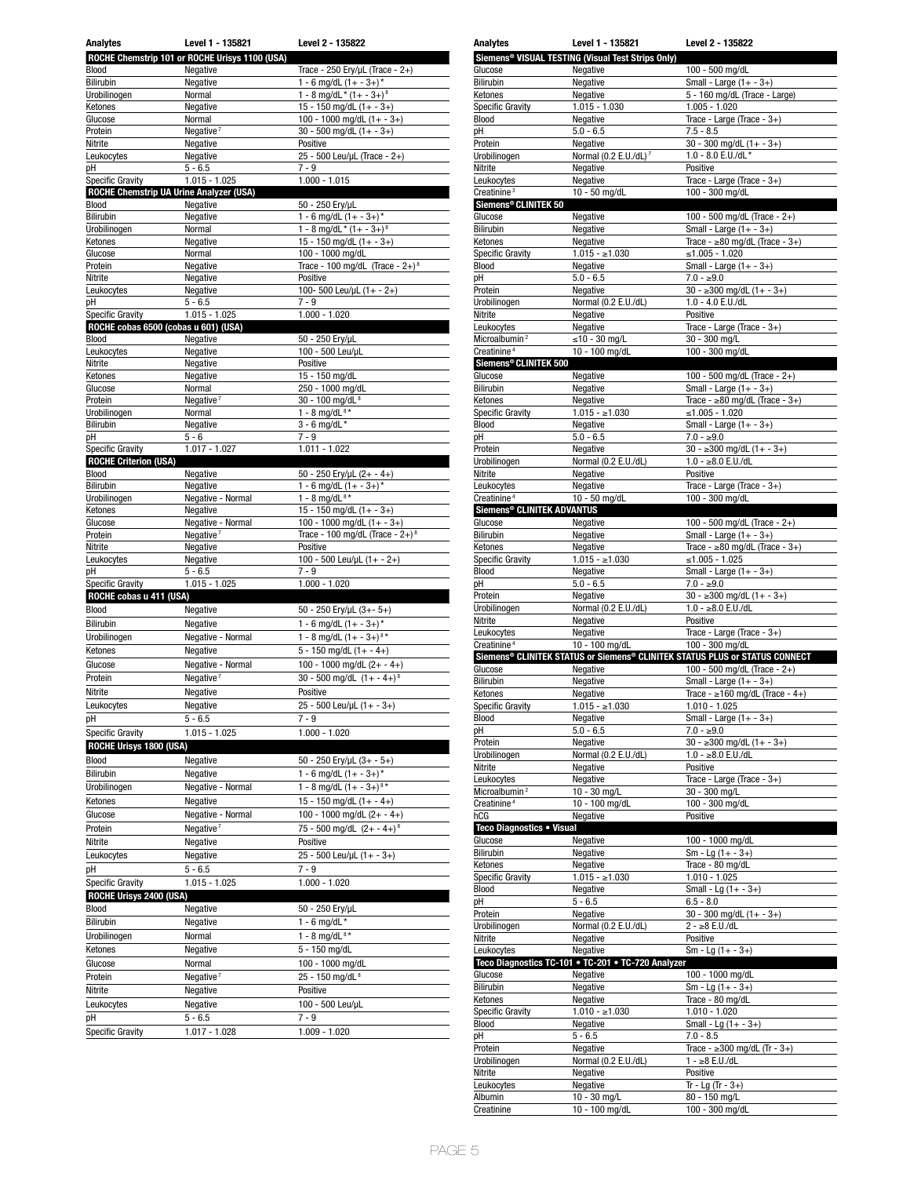| Analytes | Level 1 - 135821 | Level 2 - 135822 |
|---|---|---|
| **ROCHE Chemstrip 101 or ROCHE Urisys 1100 (USA)** | | |
| Blood | Negative | Trace - 250 Ery/µL (Trace - 2+) |
| Bilirubin | Negative | 1 - 6 mg/dL (1+ - 3+)* |
| Urobilinogen | Normal | 1 - 8 mg/dL* (1+ - 3+)[8] |
| Ketones | Negative | 15 - 150 mg/dL (1+ - 3+) |
| Glucose | Normal | 100 - 1000 mg/dL (1+ - 3+) |
| Protein | Negative[7] | 30 - 500 mg/dL (1+ - 3+) |
| Nitrite | Negative | Positive |
| Leukocytes | Negative | 25 - 500 Leu/µL (Trace - 2+) |
| pH | 5 - 6.5 | 7 - 9 |
| Specific Gravity | 1.015 - 1.025 | 1.000 - 1.015 |
| **ROCHE Chemstrip UA Urine Analyzer (USA)** | | |
| Blood | Negative | 50 - 250 Ery/µL |
| Bilirubin | Negative | 1 - 6 mg/dL (1+ - 3+)* |
| Urobilinogen | Normal | 1 - 8 mg/dL* (1+ - 3+)[8] |
| Ketones | Negative | 15 - 150 mg/dL (1+ - 3+) |
| Glucose | Normal | 100 - 1000 mg/dL |
| Protein | Negative | Trace - 100 mg/dL (Trace - 2+)[8] |
| Nitrite | Negative | Positive |
| Leukocytes | Negative | 100- 500 Leu/µL (1+ - 2+) |
| pH | 5 - 6.5 | 7 - 9 |
| Specific Gravity | 1.015 - 1.025 | 1.000 - 1.020 |
| **ROCHE cobas 6500 (cobas u 601) (USA)** | | |
| Blood | Negative | 50 - 250 Ery/µL |
| Leukocytes | Negative | 100 - 500 Leu/µL |
| Nitrite | Negative | Positive |
| Ketones | Negative | 15 - 150 mg/dL |
| Glucose | Normal | 250 - 1000 mg/dL |
| Protein | Negative[7] | 30 - 100 mg/dL[8] |
| Urobilinogen | Normal | 1 - 8 mg/dL[8]* |
| Bilirubin | Negative | 3 - 6 mg/dL* |
| pH | 5 - 6 | 7 - 9 |
| Specific Gravity | 1.017 - 1.027 | 1.011 - 1.022 |
| **ROCHE Criterion (USA)** | | |
| Blood | Negative | 50 - 250 Ery/µL (2+ - 4+) |
| Bilirubin | Negative | 1 - 6 mg/dL (1+ - 3+)* |
| Urobilinogen | Negative - Normal | 1 - 8 mg/dL[8]* |
| Ketones | Negative | 15 - 150 mg/dL (1+ - 3+) |
| Glucose | Negative - Normal | 100 - 1000 mg/dL (1+ - 3+) |
| Protein | Negative[7] | Trace - 100 mg/dL (Trace - 2+)[8] |
| Nitrite | Negative | Positive |
| Leukocytes | Negative | 100 - 500 Leu/µL (1+ - 2+) |
| pH | 5 - 6.5 | 7 - 9 |
| Specific Gravity | 1.015 - 1.025 | 1.000 - 1.020 |
| **ROCHE cobas u 411 (USA)** | | |
| Blood | Negative | 50 - 250 Ery/µL (3+- 5+) |
| Bilirubin | Negative | 1 - 6 mg/dL (1+ - 3+)* |
| Urobilinogen | Negative - Normal | 1 - 8 mg/dL (1+ - 3+)[8]* |
| Ketones | Negative | 5 - 150 mg/dL (1+ - 4+) |
| Glucose | Negative - Normal | 100 - 1000 mg/dL (2+ - 4+) |
| Protein | Negative[7] | 30 - 500 mg/dL (1+ - 4+)[8] |
| Nitrite | Negative | Positive |
| Leukocytes | Negative | 25 - 500 Leu/µL (1+ - 3+) |
| pH | 5 - 6.5 | 7 - 9 |
| Specific Gravity | 1.015 - 1.025 | 1.000 - 1.020 |
| **ROCHE Urisys 1800 (USA)** | | |
| Blood | Negative | 50 - 250 Ery/µL (3+ - 5+) |
| Bilirubin | Negative | 1 - 6 mg/dL (1+ - 3+)* |
| Urobilinogen | Negative - Normal | 1 - 8 mg/dL (1+ - 3+)[8]* |
| Ketones | Negative | 15 - 150 mg/dL (1+ - 4+) |
| Glucose | Negative - Normal | 100 - 1000 mg/dL (2+ - 4+) |
| Protein | Negative[7] | 75 - 500 mg/dL (2+ - 4+)[8] |
| Nitrite | Negative | Positive |
| Leukocytes | Negative | 25 - 500 Leu/µL (1+ - 3+) |
| pH | 5 - 6.5 | 7 - 9 |
| Specific Gravity | 1.015 - 1.025 | 1.000 - 1.020 |
| **ROCHE Urisys 2400 (USA)** | | |
| Blood | Negative | 50 - 250 Ery/µL |
| Bilirubin | Negative | 1 - 6 mg/dL* |
| Urobilinogen | Normal | 1 - 8 mg/dL[8]* |
| Ketones | Negative | 5 - 150 mg/dL |
| Glucose | Normal | 100 - 1000 mg/dL |
| Protein | Negative[7] | 25 - 150 mg/dL[8] |
| Nitrite | Negative | Positive |
| Leukocytes | Negative | 100 - 500 Leu/µL |
| pH | 5 - 6.5 | 7 - 9 |
| Specific Gravity | 1.017 - 1.028 | 1.009 - 1.020 |

| Analytes | Level 1 - 135821 | Level 2 - 135822 |
|---|---|---|
| **Siemens® VISUAL TESTING (Visual Test Strips Only)** | | |
| Glucose | Negative | 100 - 500 mg/dL |
| Bilirubin | Negative | Small - Large (1+ - 3+) |
| Ketones | Negative | 5 - 160 mg/dL (Trace - Large) |
| Specific Gravity | 1.015 - 1.030 | 1.005 - 1.020 |
| Blood | Negative | Trace - Large (Trace - 3+) |
| pH | 5.0 - 6.5 | 7.5 - 8.5 |
| Protein | Negative | 30 - 300 mg/dL (1+ - 3+) |
| Urobilinogen | Normal (0.2 E.U./dL)[7] | 1.0 - 8.0 E.U./dL* |
| Nitrite | Negative | Positive |
| Leukocytes | Negative | Trace - Large (Trace - 3+) |
| Creatinine[3] | 10 - 50 mg/dL | 100 - 300 mg/dL |
| **Siemens® CLINITEK 50** | | |
| Glucose | Negative | 100 - 500 mg/dL (Trace - 2+) |
| Bilirubin | Negative | Small - Large (1+ - 3+) |
| Ketones | Negative | Trace - ≥80 mg/dL (Trace - 3+) |
| Specific Gravity | 1.015 - ≥1.030 | ≤1.005 - 1.020 |
| Blood | Negative | Small - Large (1+ - 3+) |
| pH | 5.0 - 6.5 | 7.0 - ≥9.0 |
| Protein | Negative | 30 - ≥300 mg/dL (1+ - 3+) |
| Urobilinogen | Normal (0.2 E.U./dL) | 1.0 - 4.0 E.U./dL |
| Nitrite | Negative | Positive |
| Leukocytes | Negative | Trace - Large (Trace - 3+) |
| Microalbumin[2] | ≤10 - 30 mg/L | 30 - 300 mg/L |
| Creatinine[4] | 10 - 100 mg/dL | 100 - 300 mg/dL |
| **Siemens® CLINITEK 500** | | |
| Glucose | Negative | 100 - 500 mg/dL (Trace - 2+) |
| Bilirubin | Negative | Small - Large (1+ - 3+) |
| Ketones | Negative | Trace - ≥80 mg/dL (Trace - 3+) |
| Specific Gravity | 1.015 - ≥1.030 | ≤1.005 - 1.020 |
| Blood | Negative | Small - Large (1+ - 3+) |
| pH | 5.0 - 6.5 | 7.0 - ≥9.0 |
| Protein | Negative | 30 - ≥300 mg/dL (1+ - 3+) |
| Urobilinogen | Normal (0.2 E.U./dL) | 1.0 - ≥8.0 E.U./dL |
| Nitrite | Negative | Positive |
| Leukocytes | Negative | Trace - Large (Trace - 3+) |
| Creatinine[4] | 10 - 50 mg/dL | 100 - 300 mg/dL |
| **Siemens® CLINITEK ADVANTUS** | | |
| Glucose | Negative | 100 - 500 mg/dL (Trace - 2+) |
| Bilirubin | Negative | Small - Large (1+ - 3+) |
| Ketones | Negative | Trace - ≥80 mg/dL (Trace - 3+) |
| Specific Gravity | 1.015 - ≥1.030 | ≤1.005 - 1.025 |
| Blood | Negative | Small - Large (1+ - 3+) |
| pH | 5.0 - 6.5 | 7.0 - ≥9.0 |
| Protein | Negative | 30 - ≥300 mg/dL (1+ - 3+) |
| Urobilinogen | Normal (0.2 E.U./dL) | 1.0 - ≥8.0 E.U./dL |
| Nitrite | Negative | Positive |
| Leukocytes | Negative | Trace - Large (Trace - 3+) |
| Creatinine[4] | 10 - 100 mg/dL | 100 - 300 mg/dL |
| **Siemens® CLINITEK STATUS or Siemens® CLINITEK STATUS PLUS or STATUS CONNECT** | | |
| Glucose | Negative | 100 - 500 mg/dL (Trace - 2+) |
| Bilirubin | Negative | Small - Large (1+ - 3+) |
| Ketones | Negative | Trace - ≥160 mg/dL (Trace - 4+) |
| Specific Gravity | 1.015 - ≥1.030 | 1.010 - 1.025 |
| Blood | Negative | Small - Large (1+ - 3+) |
| pH | 5.0 - 6.5 | 7.0 - ≥9.0 |
| Protein | Negative | 30 - ≥300 mg/dL (1+ - 3+) |
| Urobilinogen | Normal (0.2 E.U./dL) | 1.0 - ≥8.0 E.U./dL |
| Nitrite | Negative | Positive |
| Leukocytes | Negative | Trace - Large (Trace - 3+) |
| Microalbumin[2] | 10 - 30 mg/L | 30 - 300 mg/L |
| Creatinine[4] | 10 - 100 mg/dL | 100 - 300 mg/dL |
| hCG | Negative | Positive |
| **Teco Diagnostics • Visual** | | |
| Glucose | Negative | 100 - 1000 mg/dL |
| Bilirubin | Negative | Sm - Lg (1+ - 3+) |
| Ketones | Negative | Trace - 80 mg/dL |
| Specific Gravity | 1.015 - ≥1.030 | 1.010 - 1.025 |
| Blood | Negative | Small - Lg (1+ - 3+) |
| pH | 5 - 6.5 | 6.5 - 8.0 |
| Protein | Negative | 30 - 300 mg/dL (1+ - 3+) |
| Urobilinogen | Normal (0.2 E.U./dL) | 2 - ≥8 E.U./dL |
| Nitrite | Negative | Positive |
| Leukocytes | Negative | Sm - Lg (1+ - 3+) |
| **Teco Diagnostics TC-101 • TC-201 • TC-720 Analyzer** | | |
| Glucose | Negative | 100 - 1000 mg/dL |
| Bilirubin | Negative | Sm - Lg (1+ - 3+) |
| Ketones | Negative | Trace - 80 mg/dL |
| Specific Gravity | 1.010 - ≥1.030 | 1.010 - 1.020 |
| Blood | Negative | Small - Lg (1+ - 3+) |
| pH | 5 - 6.5 | 7.0 - 8.5 |
| Protein | Negative | Trace - ≥300 mg/dL (Tr - 3+) |
| Urobilinogen | Normal (0.2 E.U./dL) | 1 - ≥8 E.U./dL |
| Nitrite | Negative | Positive |
| Leukocytes | Negative | Tr - Lg (Tr - 3+) |
| Albumin | 10 - 30 mg/L | 80 - 150 mg/L |
| Creatinine | 10 - 100 mg/dL | 100 - 300 mg/dL |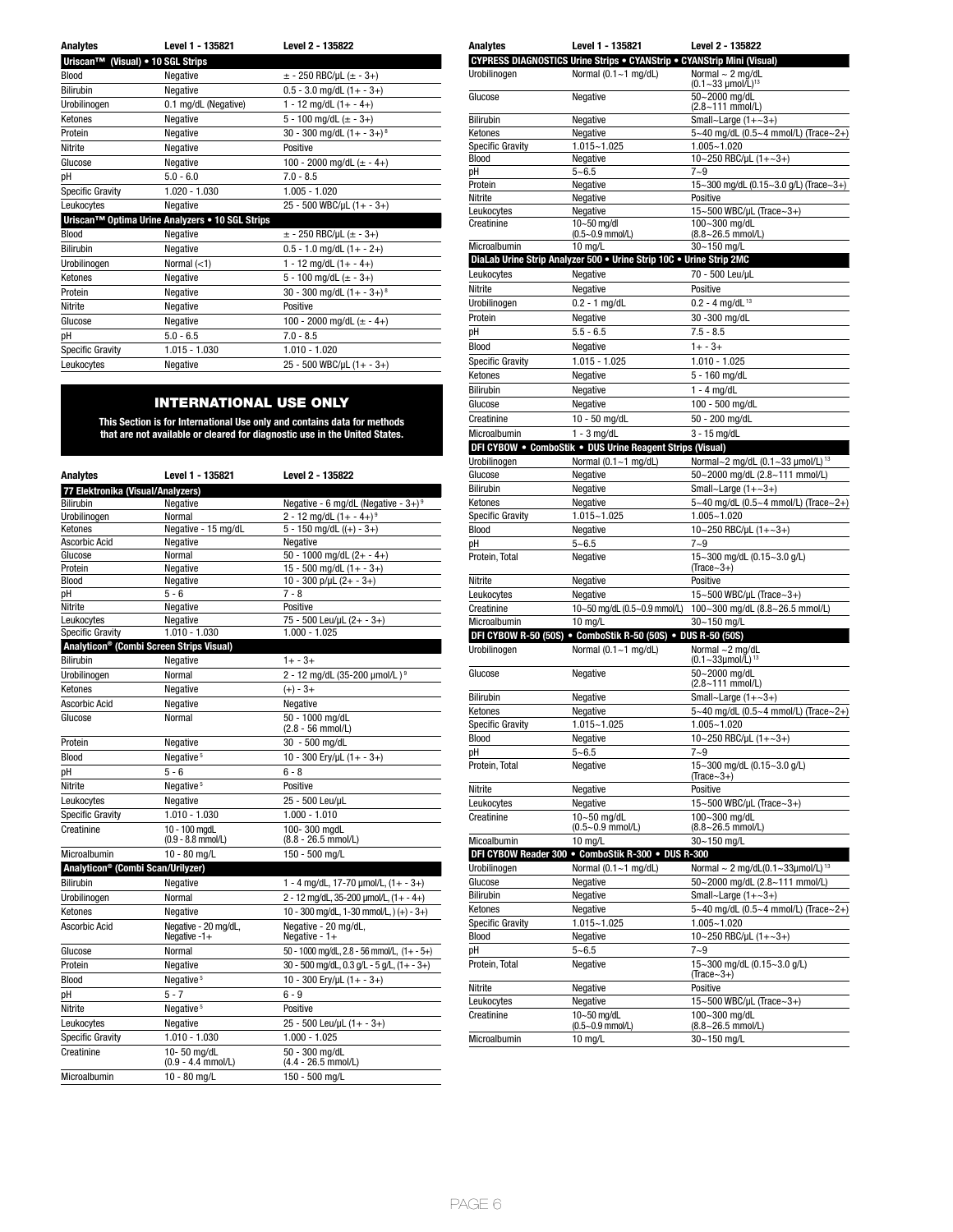| Analytes | Level 1 - 135821 | Level 2 - 135822 |
|---|---|---|
| **Uriscan™ (Visual) • 10 SGL Strips** | | |
| Blood | Negative | ± - 250 RBC/µL (± - 3+) |
| Bilirubin | Negative | 0.5 - 3.0 mg/dL (1+ - 3+) |
| Urobilinogen | 0.1 mg/dL (Negative) | 1 - 12 mg/dL (1+ - 4+) |
| Ketones | Negative | 5 - 100 mg/dL (± - 3+) |
| Protein | Negative | 30 - 300 mg/dL (1+ - 3+)[8] |
| Nitrite | Negative | Positive |
| Glucose | Negative | 100 - 2000 mg/dL (± - 4+) |
| pH | 5.0 - 6.0 | 7.0 - 8.5 |
| Specific Gravity | 1.020 - 1.030 | 1.005 - 1.020 |
| Leukocytes | Negative | 25 - 500 WBC/µL (1+ - 3+) |
| **Uriscan™ Optima Urine Analyzers • 10 SGL Strips** | | |
| Blood | Negative | ± - 250 RBC/µL (± - 3+) |
| Bilirubin | Negative | 0.5 - 1.0 mg/dL (1+ - 2+) |
| Urobilinogen | Normal (<1) | 1 - 12 mg/dL (1+ - 4+) |
| Ketones | Negative | 5 - 100 mg/dL (± - 3+) |
| Protein | Negative | 30 - 300 mg/dL (1+ - 3+)[8] |
| Nitrite | Negative | Positive |
| Glucose | Negative | 100 - 2000 mg/dL (± - 4+) |
| pH | 5.0 - 6.5 | 7.0 - 8.5 |
| Specific Gravity | 1.015 - 1.030 | 1.010 - 1.020 |
| Leukocytes | Negative | 25 - 500 WBC/µL (1+ - 3+) |

## INTERNATIONAL USE ONLY

**This Section is for International Use only and contains data for methods that are not available or cleared for diagnostic use in the United States.**

| Analytes | Level 1 - 135821 | Level 2 - 135822 |
|---|---|---|
| **77 Elektronika (Visual/Analyzers)** | | |
| Bilirubin | Negative | Negative - 6 mg/dL (Negative - 3+)[9] |
| Urobilinogen | Normal | 2 - 12 mg/dL (1+ - 4+)[9] |
| Ketones | Negative - 15 mg/dL | 5 - 150 mg/dL ((+) - 3+) |
| Ascorbic Acid | Negative | Negative |
| Glucose | Normal | 50 - 1000 mg/dL (2+ - 4+) |
| Protein | Negative | 15 - 500 mg/dL (1+ - 3+) |
| Blood | Negative | 10 - 300 p/µL (2+ - 3+) |
| pH | 5 - 6 | 7 - 8 |
| Nitrite | Negative | Positive |
| Leukocytes | Negative | 75 - 500 Leu/µL (2+ - 3+) |
| Specific Gravity | 1.010 - 1.030 | 1.000 - 1.025 |
| **Analyticon® (Combi Screen Strips Visual)** | | |
| Bilirubin | Negative | 1+ - 3+ |
| Urobilinogen | Normal | 2 - 12 mg/dL (35-200 µmol/L )[9] |
| Ketones | Negative | (+) - 3+ |
| Ascorbic Acid | Negative | Negative |
| Glucose | Normal | 50 - 1000 mg/dL (2.8 - 56 mmol/L) |
| Protein | Negative | 30 - 500 mg/dL |
| Blood | Negative[5] | 10 - 300 Ery/µL (1+ - 3+) |
| pH | 5 - 6 | 6 - 8 |
| Nitrite | Negative[5] | Positive |
| Leukocytes | Negative | 25 - 500 Leu/µL |
| Specific Gravity | 1.010 - 1.030 | 1.000 - 1.010 |
| Creatinine | 10 - 100 mgdL (0.9 - 8.8 mmol/L) | 100- 300 mgdL (8.8 - 26.5 mmol/L) |
| Microalbumin | 10 - 80 mg/L | 150 - 500 mg/L |
| **Analyticon® (Combi Scan/Urilyzer)** | | |
| Bilirubin | Negative | 1 - 4 mg/dL, 17-70 µmol/L, (1+ - 3+) |
| Urobilinogen | Normal | 2 - 12 mg/dL, 35-200 µmol/L, (1+ - 4+) |
| Ketones | Negative | 10 - 300 mg/dL, 1-30 mmol/L, ) (+) - 3+) |
| Ascorbic Acid | Negative - 20 mg/dL, Negative -1+ | Negative - 20 mg/dL, Negative - 1+ |
| Glucose | Normal | 50 - 1000 mg/dL, 2.8 - 56 mmol/L, (1+ - 5+) |
| Protein | Negative | 30 - 500 mg/dL, 0.3 g/L - 5 g/L, (1+ - 3+) |
| Blood | Negative[5] | 10 - 300 Ery/µL (1+ - 3+) |
| pH | 5 - 7 | 6 - 9 |
| Nitrite | Negative[5] | Positive |
| Leukocytes | Negative | 25 - 500 Leu/µL (1+ - 3+) |
| Specific Gravity | 1.010 - 1.030 | 1.000 - 1.025 |
| Creatinine | 10- 50 mg/dL (0.9 - 4.4 mmol/L) | 50 - 300 mg/dL (4.4 - 26.5 mmol/L) |
| Microalbumin | 10 - 80 mg/L | 150 - 500 mg/L |

| Analytes | Level 1 - 135821 | Level 2 - 135822 |
|---|---|---|
| **CYPRESS DIAGNOSTICS Urine Strips • CYANStrip • CYANStrip Mini (Visual)** | | |
| Urobilinogen | Normal (0.1~1 mg/dL) | Normal ~ 2 mg/dL (0.1~33 µmol/L)[13] |
| Glucose | Negative | 50~2000 mg/dL (2.8~111 mmol/L) |
| Bilirubin | Negative | Small~Large (1+~3+) |
| Ketones | Negative | 5~40 mg/dL (0.5~4 mmol/L) (Trace~2+) |
| Specific Gravity | 1.015~1.025 | 1.005~1.020 |
| Blood | Negative | 10~250 RBC/µL (1+~3+) |
| pH | 5~6.5 | 7~9 |
| Protein | Negative | 15~300 mg/dL (0.15~3.0 g/L) (Trace~3+) |
| Nitrite | Negative | Positive |
| Leukocytes | Negative | 15~500 WBC/µL (Trace~3+) |
| Creatinine | 10~50 mg/dl (0.5~0.9 mmol/L) | 100~300 mg/dL (8.8~26.5 mmol/L) |
| Microalbumin | 10 mg/L | 30~150 mg/L |
| **DiaLab Urine Strip Analyzer 500 • Urine Strip 10C • Urine Strip 2MC** | | |
| Leukocytes | Negative | 70 - 500 Leu/µL |
| Nitrite | Negative | Positive |
| Urobilinogen | 0.2 - 1 mg/dL | 0.2 - 4 mg/dL[13] |
| Protein | Negative | 30 -300 mg/dL |
| pH | 5.5 - 6.5 | 7.5 - 8.5 |
| Blood | Negative | 1+ - 3+ |
| Specific Gravity | 1.015 - 1.025 | 1.010 - 1.025 |
| Ketones | Negative | 5 - 160 mg/dL |
| Bilirubin | Negative | 1 - 4 mg/dL |
| Glucose | Negative | 100 - 500 mg/dL |
| Creatinine | 10 - 50 mg/dL | 50 - 200 mg/dL |
| Microalbumin | 1 - 3 mg/dL | 3 - 15 mg/dL |
| **DFI CYBOW • ComboStik • DUS Urine Reagent Strips (Visual)** | | |
| Urobilinogen | Normal (0.1~1 mg/dL) | Normal~2 mg/dL (0.1~33 µmol/L)[13] |
| Glucose | Negative | 50~2000 mg/dL (2.8~111 mmol/L) |
| Bilirubin | Negative | Small~Large (1+~3+) |
| Ketones | Negative | 5~40 mg/dL (0.5~4 mmol/L) (Trace~2+) |
| Specific Gravity | 1.015~1.025 | 1.005~1.020 |
| Blood | Negative | 10~250 RBC/µL (1+~3+) |
| pH | 5~6.5 | 7~9 |
| Protein, Total | Negative | 15~300 mg/dL (0.15~3.0 g/L) (Trace~3+) |
| Nitrite | Negative | Positive |
| Leukocytes | Negative | 15~500 WBC/µL (Trace~3+) |
| Creatinine | 10~50 mg/dL (0.5~0.9 mmol/L) | 100~300 mg/dL (8.8~26.5 mmol/L) |
| Microalbumin | 10 mg/L | 30~150 mg/L |
| **DFI CYBOW R-50 (50S) • ComboStik R-50 (50S) • DUS R-50 (50S)** | | |
| Urobilinogen | Normal (0.1~1 mg/dL) | Normal ~2 mg/dL (0.1~33µmol/L)[13] |
| Glucose | Negative | 50~2000 mg/dL (2.8~111 mmol/L) |
| Bilirubin | Negative | Small~Large (1+~3+) |
| Ketones | Negative | 5~40 mg/dL (0.5~4 mmol/L) (Trace~2+) |
| Specific Gravity | 1.015~1.025 | 1.005~1.020 |
| Blood | Negative | 10~250 RBC/µL (1+~3+) |
| pH | 5~6.5 | 7~9 |
| Protein, Total | Negative | 15~300 mg/dL (0.15~3.0 g/L) (Trace~3+) |
| Nitrite | Negative | Positive |
| Leukocytes | Negative | 15~500 WBC/µL (Trace~3+) |
| Creatinine | 10~50 mg/dL (0.5~0.9 mmol/L) | 100~300 mg/dL (8.8~26.5 mmol/L) |
| Micoalbumin | 10 mg/L | 30~150 mg/L |
| **DFI CYBOW Reader 300 • ComboStik R-300 • DUS R-300** | | |
| Urobilinogen | Normal (0.1~1 mg/dL) | Normal ~ 2 mg/dL(0.1~33µmol/L)[13] |
| Glucose | Negative | 50~2000 mg/dL (2.8~111 mmol/L) |
| Bilirubin | Negative | Small~Large (1+~3+) |
| Ketones | Negative | 5~40 mg/dL (0.5~4 mmol/L) (Trace~2+) |
| Specific Gravity | 1.015~1.025 | 1.005~1.020 |
| Blood | Negative | 10~250 RBC/µL (1+~3+) |
| pH | 5~6.5 | 7~9 |
| Protein, Total | Negative | 15~300 mg/dL (0.15~3.0 g/L) (Trace~3+) |
| Nitrite | Negative | Positive |
| Leukocytes | Negative | 15~500 WBC/µL (Trace~3+) |
| Creatinine | 10~50 mg/dL (0.5~0.9 mmol/L) | 100~300 mg/dL (8.8~26.5 mmol/L) |
| Microalbumin | 10 mg/L | 30~150 mg/L |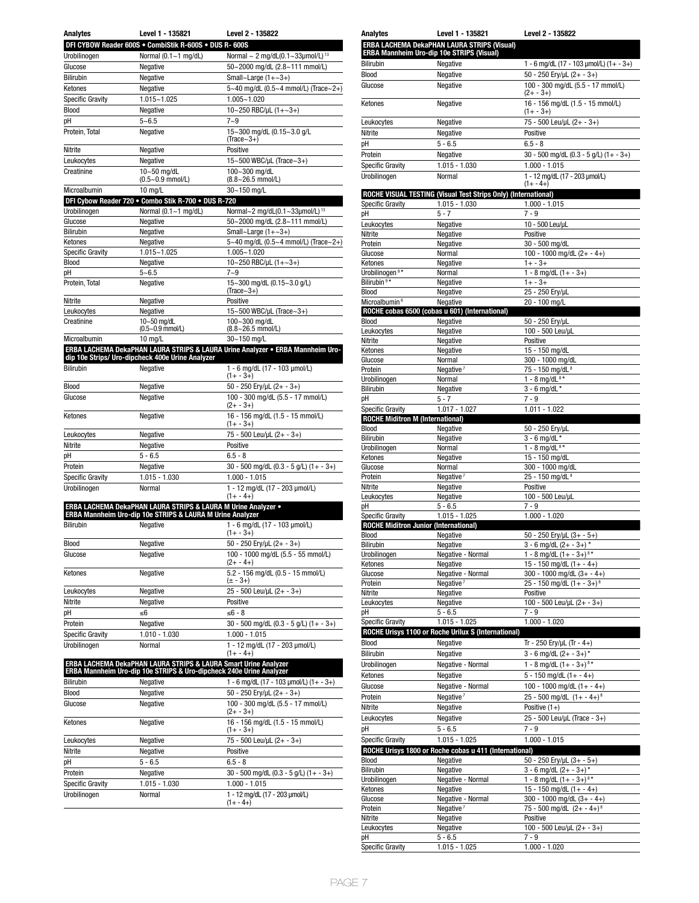| Analytes | Level 1 - 135821 | Level 2 - 135822 |
|---|---|---|
| **DFI CYBOW Reader 600S • CombiStik R-600S • DUS R- 600S** | | |
| Urobilinogen | Normal (0.1~1 mg/dL) | Normal ~ 2 mg/dL(0.1~33μmol/L)[13] |
| Glucose | Negative | 50~2000 mg/dL (2.8~111 mmol/L) |
| Bilirubin | Negative | Small~Large (1+~3+) |
| Ketones | Negative | 5~40 mg/dL (0.5~4 mmol/L) (Trace~2+) |
| Specific Gravity | 1.015~1.025 | 1.005~1.020 |
| Blood | Negative | 10~250 RBC/μL (1+~3+) |
| pH | 5~6.5 | 7~9 |
| Protein, Total | Negative | 15~300 mg/dL (0.15~3.0 g/L (Trace~3+) |
| Nitrite | Negative | Positive |
| Leukocytes | Negative | 15~500 WBC/μL (Trace~3+) |
| Creatinine | 10~50 mg/dL (0.5~0.9 mmol/L) | 100~300 mg/dL (8.8~26.5 mmol/L) |
| Microalbumin | 10 mg/L | 30~150 mg/L |
| **DFI Cybow Reader 720 • Combo Stik R-700 • DUS R-720** | | |
| Urobilinogen | Normal (0.1~1 mg/dL) | Normal~2 mg/dL(0.1~33μmol/L)[13] |
| Glucose | Negative | 50~2000 mg/dL (2.8~111 mmol/L) |
| Bilirubin | Negative | Small~Large (1+~3+) |
| Ketones | Negative | 5~40 mg/dL (0.5~4 mmol/L) (Trace~2+) |
| Specific Gravity | 1.015~1.025 | 1.005~1.020 |
| Blood | Negative | 10~250 RBC/μL (1+~3+) |
| pH | 5~6.5 | 7~9 |
| Protein, Total | Negative | 15~300 mg/dL (0.15~3.0 g/L) (Trace~3+) |
| Nitrite | Negative | Positive |
| Leukocytes | Negative | 15~500 WBC/μL (Trace~3+) |
| Creatinine | 10~50 mg/dL (0.5~0.9 mmol/L) | 100~300 mg/dL (8.8~26.5 mmol/L) |
| Microalbumin | 10 mg/L | 30~150 mg/L |
| **ERBA LACHEMA DekaPHAN LAURA STRIPS & LAURA Urine Analyzer • ERBA Mannheim Uro-dip 10e Strips/ Uro-dipcheck 400e Urine Analyzer** | | |
| Bilirubin | Negative | 1 - 6 mg/dL (17 - 103 μmol/L) (1+ - 3+) |
| Blood | Negative | 50 - 250 Ery/μL (2+ - 3+) |
| Glucose | Negative | 100 - 300 mg/dL (5.5 - 17 mmol/L) (2+ - 3+) |
| Ketones | Negative | 16 - 156 mg/dL (1.5 - 15 mmol/L) (1+ - 3+) |
| Leukocytes | Negative | 75 - 500 Leu/μL (2+ - 3+) |
| Nitrite | Negative | Positive |
| pH | 5 - 6.5 | 6.5 - 8 |
| Protein | Negative | 30 - 500 mg/dL (0.3 - 5 g/L) (1+ - 3+) |
| Specific Gravity | 1.015 - 1.030 | 1.000 - 1.015 |
| Urobilinogen | Normal | 1 - 12 mg/dL (17 - 203 μmol/L) (1+ - 4+) |
| **ERBA LACHEMA DekaPHAN LAURA STRIPS & LAURA M Urine Analyzer • ERBA Mannheim Uro-dip 10e STRIPS & LAURA M Urine Analyzer** | | |
| Bilirubin | Negative | 1 - 6 mg/dL (17 - 103 μmol/L) (1+ - 3+) |
| Blood | Negative | 50 - 250 Ery/μL (2+ - 3+) |
| Glucose | Negative | 100 - 1000 mg/dL (5.5 - 55 mmol/L) (2+ - 4+) |
| Ketones | Negative | 5.2 - 156 mg/dL (0.5 - 15 mmol/L) (± - 3+) |
| Leukocytes | Negative | 25 - 500 Leu/μL (2+ - 3+) |
| Nitrite | Negative | Positive |
| pH | ≤6 | ≤6 - 8 |
| Protein | Negative | 30 - 500 mg/dL (0.3 - 5 g/L) (1+ - 3+) |
| Specific Gravity | 1.010 - 1.030 | 1.000 - 1.015 |
| Urobilinogen | Normal | 1 - 12 mg/dL (17 - 203 μmol/L) (1+ - 4+) |
| **ERBA LACHEMA DekaPHAN LAURA STRIPS & LAURA Smart Urine Analyzer ERBA Mannheim Uro-dip 10e STRIPS & Uro-dipcheck 240e Urine Analyzer** | | |
| Bilirubin | Negative | 1 - 6 mg/dL (17 - 103 μmol/L) (1+ - 3+) |
| Blood | Negative | 50 - 250 Ery/μL (2+ - 3+) |
| Glucose | Negative | 100 - 300 mg/dL (5.5 - 17 mmol/L) (2+ - 3+) |
| Ketones | Negative | 16 - 156 mg/dL (1.5 - 15 mmol/L) (1+ - 3+) |
| Leukocytes | Negative | 75 - 500 Leu/μL (2+ - 3+) |
| Nitrite | Negative | Positive |
| pH | 5 - 6.5 | 6.5 - 8 |
| Protein | Negative | 30 - 500 mg/dL (0.3 - 5 g/L) (1+ - 3+) |
| Specific Gravity | 1.015 - 1.030 | 1.000 - 1.015 |
| Urobilinogen | Normal | 1 - 12 mg/dL (17 - 203 μmol/L) (1+ - 4+) |

| Analytes | Level 1 - 135821 | Level 2 - 135822 |
|---|---|---|
| **ERBA LACHEMA DekaPHAN LAURA STRIPS (Visual) ERBA Mannheim Uro-dip 10e STRIPS (Visual)** | | |
| Bilirubin | Negative | 1 - 6 mg/dL (17 - 103 μmol/L) (1+ - 3+) |
| Blood | Negative | 50 - 250 Ery/μL (2+ - 3+) |
| Glucose | Negative | 100 - 300 mg/dL (5.5 - 17 mmol/L) (2+ - 3+) |
| Ketones | Negative | 16 - 156 mg/dL (1.5 - 15 mmol/L) (1+ - 3+) |
| Leukocytes | Negative | 75 - 500 Leu/μL (2+ - 3+) |
| Nitrite | Negative | Positive |
| pH | 5 - 6.5 | 6.5 - 8 |
| Protein | Negative | 30 - 500 mg/dL (0.3 - 5 g/L) (1+ - 3+) |
| Specific Gravity | 1.015 - 1.030 | 1.000 - 1.015 |
| Urobilinogen | Normal | 1 - 12 mg/dL (17 - 203 μmol/L) (1+ - 4+) |
| **ROCHE VISUAL TESTING (Visual Test Strips Only) (International)** | | |
| Specific Gravity | 1.015 - 1.030 | 1.000 - 1.015 |
| pH | 5 - 7 | 7 - 9 |
| Leukocytes | Negative | 10 - 500 Leu/μL |
| Nitrite | Negative | Positive |
| Protein | Negative | 30 - 500 mg/dL |
| Glucose | Normal | 100 - 1000 mg/dL (2+ - 4+) |
| Ketones | Negative | 1+ - 3+ |
| Urobilinogen [9]* | Normal | 1 - 8 mg/dL (1+ - 3+) |
| Bilirubin [9]* | Negative | 1+ - 3+ |
| Blood | Negative | 25 - 250 Ery/μL |
| Microalbumin [6] | Negative | 20 - 100 mg/L |
| **ROCHE cobas 6500 (cobas u 601) (International)** | | |
| Blood | Negative | 50 - 250 Ery/μL |
| Leukocytes | Negative | 100 - 500 Leu/μL |
| Nitrite | Negative | Positive |
| Ketones | Negative | 15 - 150 mg/dL |
| Glucose | Normal | 300 - 1000 mg/dL |
| Protein | Negative [7] | 75 - 150 mg/dL [8] |
| Urobilinogen | Normal | 1 - 8 mg/dL [8]* |
| Bilirubin | Negative | 3 - 6 mg/dL * |
| pH | 5 - 7 | 7 - 9 |
| Specific Gravity | 1.017 - 1.027 | 1.011 - 1.022 |
| **ROCHE Miditron M (International)** | | |
| Blood | Negative | 50 - 250 Ery/μL |
| Bilirubin | Negative | 3 - 6 mg/dL * |
| Urobilinogen | Normal | 1 - 8 mg/dL [8]* |
| Ketones | Negative | 15 - 150 mg/dL |
| Glucose | Normal | 300 - 1000 mg/dL |
| Protein | Negative [7] | 25 - 150 mg/dL [8] |
| Nitrite | Negative | Positive |
| Leukocytes | Negative | 100 - 500 Leu/μL |
| pH | 5 - 6.5 | 7 - 9 |
| Specific Gravity | 1.015 - 1.025 | 1.000 - 1.020 |
| **ROCHE Miditron Junior (International)** | | |
| Blood | Negative | 50 - 250 Ery/μL (3+ - 5+) |
| Bilirubin | Negative | 3 - 6 mg/dL (2+ - 3+) * |
| Urobilinogen | Negative - Normal | 1 - 8 mg/dL (1+ - 3+) [8]* |
| Ketones | Negative | 15 - 150 mg/dL (1+ - 4+) |
| Glucose | Negative - Normal | 300 - 1000 mg/dL (3+ - 4+) |
| Protein | Negative [7] | 25 - 150 mg/dL (1+ - 3+) [8] |
| Nitrite | Negative | Positive |
| Leukocytes | Negative | 100 - 500 Leu/μL (2+ - 3+) |
| pH | 5 - 6.5 | 7 - 9 |
| Specific Gravity | 1.015 - 1.025 | 1.000 - 1.020 |
| **ROCHE Urisys 1100 or Roche Urilux S (International)** | | |
| Blood | Negative | Tr - 250 Ery/μL (Tr - 4+) |
| Bilirubin | Negative | 3 - 6 mg/dL (2+ - 3+)* |
| Urobilinogen | Negative - Normal | 1 - 8 mg/dL (1+ - 3+) [8]* |
| Ketones | Negative | 5 - 150 mg/dL (1+ - 4+) |
| Glucose | Negative - Normal | 100 - 1000 mg/dL (1+ - 4+) |
| Protein | Negative [7] | 25 - 500 mg/dL (1+ - 4+) [8] |
| Nitrite | Negative | Positive (1+) |
| Leukocytes | Negative | 25 - 500 Leu/μL (Trace - 3+) |
| pH | 5 - 6.5 | 7 - 9 |
| Specific Gravity | 1.015 - 1.025 | 1.000 - 1.015 |
| **ROCHE Urisys 1800 or Roche cobas u 411 (International)** | | |
| Blood | Negative | 50 - 250 Ery/μL (3+ - 5+) |
| Bilirubin | Negative | 3 - 6 mg/dL (2+ - 3+)* |
| Urobilinogen | Negative - Normal | 1 - 8 mg/dL (1+ - 3+) [8]* |
| Ketones | Negative | 15 - 150 mg/dL (1+ - 4+) |
| Glucose | Negative - Normal | 300 - 1000 mg/dL (3+ - 4+) |
| Protein | Negative [7] | 75 - 500 mg/dL (2+ - 4+) [8] |
| Nitrite | Negative | Positive |
| Leukocytes | Negative | 100 - 500 Leu/μL (2+ - 3+) |
| pH | 5 - 6.5 | 7 - 9 |
| Specific Gravity | 1.015 - 1.025 | 1.000 - 1.020 |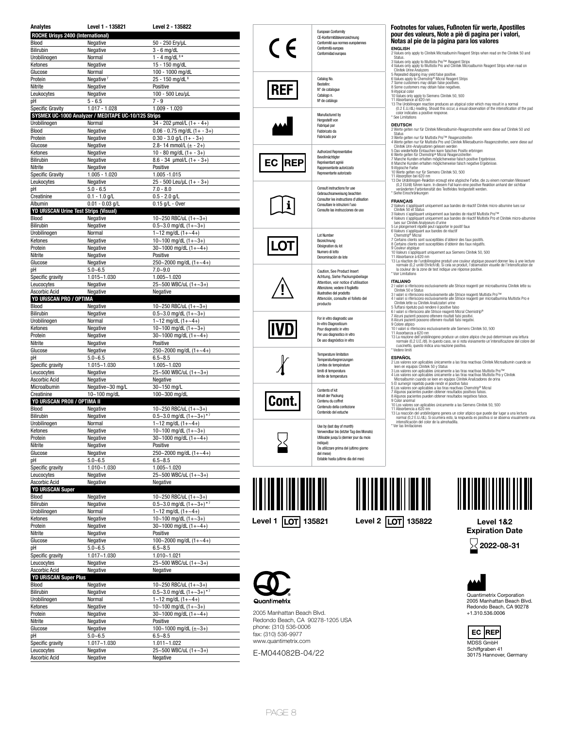| Analytes | Level 1 - 135821 | Level 2 - 135822 |
|---|---|---|
| **ROCHE Urisys 2400 (International)** | | |
| Blood | Negative | 50 - 250 Ery/µL |
| Bilirubin | Negative | 3 - 6 mg/dL |
| Urobilinogen | Normal | 1 - 4 mg/dL [8]* |
| Ketones | Negative | 15 - 150 mg/dL |
| Glucose | Normal | 100 - 1000 mg/dL |
| Protein | Negative [7] | 25 - 150 mg/dL [8] |
| Nitrite | Negative | Positive |
| Leukocytes | Negative | 100 - 500 Leu/µL |
| pH | 5 - 6.5 | 7 - 9 |
| Specific Gravity | 1.017 - 1.028 | 1.009 - 1.020 |
| **SYSMEX UC-1000 Analyzer / MEDITAPE UC-10/125 Strips** | | |
| Urobilinogen | Normal | 34 - 202 µmol/L (1+ - 4+) |
| Blood | Negative | 0.06 - 0.75 mg/dL (1+ - 3+) |
| Protein | Negative | 0.30 - 3.0 g/L (1+ - 3+) |
| Glucose | Negative | 2.8- 14 mmol/L (± - 2+) |
| Ketones | Negative | 10 - 80 mg/dL (1+ - 3+) |
| Bilirubin | Negative | 8.6 - 34 µmol/L (1+ - 3+) |
| Nitrite | Negative | Positive |
| Specific Gravity | 1.005 - 1.020 | 1.005 -1.015 |
| Leukocytes | Negative | 25 - 500 Leu/µL (1+ - 3+) |
| pH | 5.0 - 6.5 | 7.0 - 8.0 |
| Creatinine | 0.1 - 1.0 g/L | 0.5 - 2.0 g/L |
| Albumin | 0.01 - 0.03 g/L | 0.15 g/L - Over |
| **YD URiSCAN Urine Test Strips (Visual)** | | |
| Blood | Negative | 10~250 RBC/uL (1+~3+) |
| Bilirubin | Negative | 0.5~3.0 mg/dL (1+~3+) |
| Urobilinogen | Normal | 1~12 mg/dL (1+~4+) |
| Ketones | Negative | 10~100 mg/dL (1+~3+) |
| Protein | Negative | 30~1000 mg/dL (1+~4+) |
| Nitrite | Negative | Positive |
| Glucose | Negative | 250~2000 mg/dL (1+~4+) |
| pH | 5.0~6.5 | 7.0~9.0 |
| Specific gravity | 1.015~1.030 | 1.005~1.020 |
| Leucocytes | Negative | 25~500 WBC/uL (1+~3+) |
| Ascorbic Acid | Negative | Negative |
| **YD URiSCAN PRO / OPTIMA** | | |
| Blood | Negative | 10~250 RBC/uL (1+~3+) |
| Bilirubin | Negative | 0.5~3.0 mg/dL (1+~3+) |
| Urobilinogen | Normal | 1~12 mg/dL (1+~4+) |
| Ketones | Negative | 10~100 mg/dL (1+~3+) |
| Protein | Negative | 30~1000 mg/dL (1+~4+) |
| Nitrite | Negative | Positive |
| Glucose | Negative | 250~2000 mg/dL (1+~4+) |
| pH | 5.0~6.5 | 6.5~8.5 |
| Specific gravity | 1.015~1.030 | 1.005~1.020 |
| Leucocytes | Negative | 25~500 WBC/uL (1+~3+) |
| Ascorbic Acid | Negative | Negative |
| Microalbumin | Negative~30 mg/L | 30~150 mg/L |
| Creatinine | 10~100 mg/dL | 100~300 mg/dL |
| **YD URiSCAN PROII / OPTIMA II** | | |
| Blood | Negative | 10~250 RBC/uL (1+~3+) |
| Bilirubin | Negative | 0.5~3.0 mg/dL (1+~3+)* [7] |
| Urobilinogen | Normal | 1~12 mg/dL (1+~4+) |
| Ketones | Negative | 10~100 mg/dL (1+~3+) |
| Protein | Negative | 30~1000 mg/dL (1+~4+) |
| Nitrite | Negative | Positive |
| Glucose | Negative | 250~2000 mg/dL (1+~4+) |
| pH | 5.0~6.5 | 6.5~8.5 |
| Specific gravity | 1.010~1.030 | 1.005~1.020 |
| Leucocytes | Negative | 25~500 WBC/uL (1+~3+) |
| Ascorbic Acid | Negative | Negative |
| **YD URiSCAN Super** | | |
| Blood | Negative | 10~250 RBC/uL (1+~3+) |
| Bilirubin | Negative | 0.5~3.0 mg/dL (1+~3+)* [7] |
| Urobilinogen | Normal | 1~12 mg/dL (1+~4+) |
| Ketones | Negative | 10~100 mg/dL (1+~3+) |
| Protein | Negative | 30~1000 mg/dL (1+~4+) |
| Nitrite | Negative | Positive |
| Glucose | Negative | 100~2000 mg/dL (1+~4+) |
| pH | 5.0~6.5 | 6.5~8.5 |
| Specific gravity | 1.017~1.030 | 1.010~1.021 |
| Leucocytes | Negative | 25~500 WBC/uL (1+~3+) |
| Ascorbic Acid | Negative | Negative |
| **YD URiSCAN Super Plus** | | |
| Blood | Negative | 10~250 RBC/uL (1+~3+) |
| Bilirubin | Negative | 0.5~3.0 mg/dL (1+~3+)* [7] |
| Urobilinogen | Normal | 1~12 mg/dL (1+~4+) |
| Ketones | Negative | 10~100 mg/dL (1+~3+) |
| Protein | Negative | 30~1000 mg/dL (1+~4+) |
| Nitrite | Negative | Positive |
| Glucose | Negative | 100~1000 mg/dL (±~3+) |
| pH | 5.0~6.5 | 6.5~8.5 |
| Specific gravity | 1.017~1.030 | 1.011~1.022 |
| Leucocytes | Negative | 25~500 WBC/uL (1+~3+) |
| Ascorbic Acid | Negative | Negative |

| Symbol | Meaning |
|---|---|
| CE | European Conformity / CE-Konformitätskennzeichnung / Conformité aux normes européennes / Conformità europea / Conformidad europea |
| REF | Catalog No. / Bestellnr. / N° de catalogue / Catalogo n. / N° de catálogo |
| (Manufacturer) | Manufactured by / Hergestellt von / Fabriqué par / Fabbricato da / Fabricado por |
| EC REP | Authorized Representative / Bevollmächtigter / Représentant agréé / Rappresentante autorizzato / Representante autorizado |
| (i) | Consult instructions for use / Gebrauchsanweisung beachten / Consulter les instructions d'utilisation / Consultare le istruzioni l'uso / Consulte las instrucciones de uso |
| LOT | Lot Number / Bezeichnung / Désignation du lot / Numero di lotto / Denominación de lote |
| (!) | Caution, See Product Insert / Achtung, Siehe Packungsbeilage / Attention, voir notice d'utilisation / Attenzione, vedere il foglietto illustrativo del prodotto / Attención, consulte el folleto del producto |
| IVD | For in vitro diagnostic use / In-vitro Diagnosticum / Pour diagnostic in vitro / Per uso diagnostico in vitro / De uso diagnóstico in vitro |
| (Temperature) | Temperature limitation / Temperaturbegrenzungen / Limites de température / limiti di temperatura / límite de temperatura |
| Cont. | Contents of kit / Inhalt der Packung / Contenu du coffret / Contenuto della confezione / Contenido del estuche |
| (Hourglass) | Use by (last day of month) / Verwendbar bis (letzter Tag des Monats) / Utilisable jusqu'à (dernier jour du mois indiqué) / Da utilizzare prima del (ultimo giorno del mese) / Estable hasta (ultimo día del mes) |

## Footnotes for values, Fußnoten für werte, Apostilles pour des valeurs, Note a piè di pagina per i valori, Notas al pie de la página para los valores

**ENGLISH**

2 Values only apply to Clinitek Microalbumin Reagent Strips when read on the Clinitek 50 and Status.
3 Values only apply to Multistix Pro™ Reagent Strips
4 Values only apply to Multistix Pro and Clinitek Microalbumin Reagent Strips when read on Clinitek Urine Analyzers
5 Repeated dipping may yield false positive.
6 Values apply to Chemstrip® Micral Reagent Strips
7 Some customers may obtain false positives.
8 Some customers may obtain false negatives.
9 Atypical color
10 Values only apply to Siemens Clinitek 50, 500
11 Absorbance at 620 nm
13 The Urobilinogen reaction produces an atypical color which may result in a normal (0.2 E.U./dL) reading. Should this occur, a visual observation of the intensification of the pad color indicates a positive response.
\* See Limitations

**DEUTSCH**

2 Werte gelten nur für Clinitek Mikroalbumin-Reagenzstreifen wenn diese auf Clinitek 50 und Status
3 Werte gelten nur für Multistix Pro™ Reagenzstreifen
4 Werte gelten nur für Multistix Pro und Clinitek Mikroalbumin-Reagenzstreifen, wenn diese auf Clinitek Urin-Analysatoren gelesen werden
5 Das wiederholte Eintauchen kann falsches Positiv erbringen
6 Werte gelten für Chemstrip® Micral Reagenzstreifen
7 Manche Kunden erhalten möglicherweise falsch positive Ergebnisse.
8 Manche Kunden erhalten möglicherweise falsch negative Ergebnisse.
9 Atypische Farbe
10 Werte gelten nur für Siemens Clinitek 50, 500
11 Absorption bei 620 nm
13 Die Urobilinogen-Reaktion erzeugt eine atypische Farbe, die zu einem normalen Messwert (0,2 EU/dl) führen kann. In diesem Fall kann eine positive Reaktion anhand der sichtbar veränderten Farbintensität des Testfeldes festgestellt werden.
\* Siehe Einschränkungen

**FRANÇAIS**

2 Valeurs s'appliquant uniquement aux bandes de réactif Clinitek micro-albumine lues sur Clinitek 50 et Status
3 Valeurs s'appliquant uniquement aux bandes de réactif Multistix Pro™
4 Valeurs s'appliquant uniquement aux bandes de réactif Multistix Pro et Clinitek micro-albumine lues sur Clinitek Analyseurs d'urine
5 Le plongement répété peut rapporter le positif faux
6 Valeurs s'appliquant aux bandes de réactif Chemstrip® Micral
7 Certains clients sont susceptibles d'obtenir des faux positifs.
8 Certains clients sont susceptibles d'obtenir des faux négatifs.
9 Couleur atypique
10 Valeurs s'appliquant uniquement aux Siemens Clinitek 50, 500
11 Absorbance à 620 nm
13 La réaction de l'urobilinogène produit une couleur atypique pouvant donner lieu à une lecture normale (0,2 unité Ehrlich/dl). Si cela se produit, l'observation visuelle de l'intensification de la couleur de la zone de test indique une réponse positive.
\* Voir Limitations

**ITALIANO**

2 I valori si riferiscono esclusivamente alle Strisce reagenti per microalbumina Clinitek lette su Clinitek 50 e Status
3 I valori si riferiscono esclusivamente alle Strisce reagenti Multistix Pro™
4 I valori si riferiscono esclusivamente alle Strisce reagenti per microalbumina Multistix Pro e Clinitek lette su Clinitek Analizzatori urine
5 Tuffarsi ripetuto può rendere il positivo falso
6 I valori si riferiscono alle Strisce reagenti Micral Chemstrip®
7 Alcuni pazienti possono ottenere risultati falsi positivi.
8 Alcuni pazienti possono ottenere risultati falsi negativi.
9 Colore atipico
10 I valori si riferiscono esclusivamente alle Siemens Clinitek 50, 500
11 Assorbanza a 620 nm
13 La reazione dell'urobilinogeno produce un colore atipico che può determinare una lettura normale (0,2 U.E./dl). In questo caso, se si nota visivamente un'intensificazione del colore del cuscinetto, questo indica una reazione positiva.
\* Vedere limiti

**ESPAÑOL**

2 Los valores son aplicables únicamente a las tiras reactivas Clinitek Microalbumin cuando se leen en equipos Clinitek 50 y Status
3 Los valores son aplicables únicamente a las tiras reactivas Multistix Pro™
4 Los valores son aplicables únicamente a las tiras reactivas Multistix Pro y Clinitek Microalbumin cuando se leen en equipos Clinitek Analizadores de orina
5 El sumergir repetido puede rendir el positivo falso
6 Los valores son aplicables a las tiras reactivas Chemstrip® Micral
7 Algunos pacientes pueden obtener resultados positivos falsos.
8 Algunos pacientes pueden obtener resultados negativos falsos.
9 Color anormal
10 Los valores son aplicables únicamente a las Siemens Clinitek 50, 500
11 Absorbencia a 620 nm
13 La reacción del urobilinógeno genera un color atípico que puede dar lugar a una lectura normal (0,2 E.U./dL). Si ocurriera esto, la respuesta es positiva si se observa visualmente una intensificación del color de la almohadilla.
\* Ver las limitaciones

**Level 1** LOT 135821

**Level 2** LOT 135822

**Level 1&2 Expiration Date**
2022-08-31

Quantimetrix

2005 Manhattan Beach Blvd.
Redondo Beach, CA 90278-1205 USA
phone: (310) 536-0006
fax: (310) 536-9977
www.quantimetrix.com

E-M044082B-04/22

Quantimetrix Corporation
2005 Manhattan Beach Blvd.
Redondo Beach, CA 90278
+1.310.536.0006

EC REP
MDSS GmbH
Schiffgraben 41
30175 Hannover, Germany